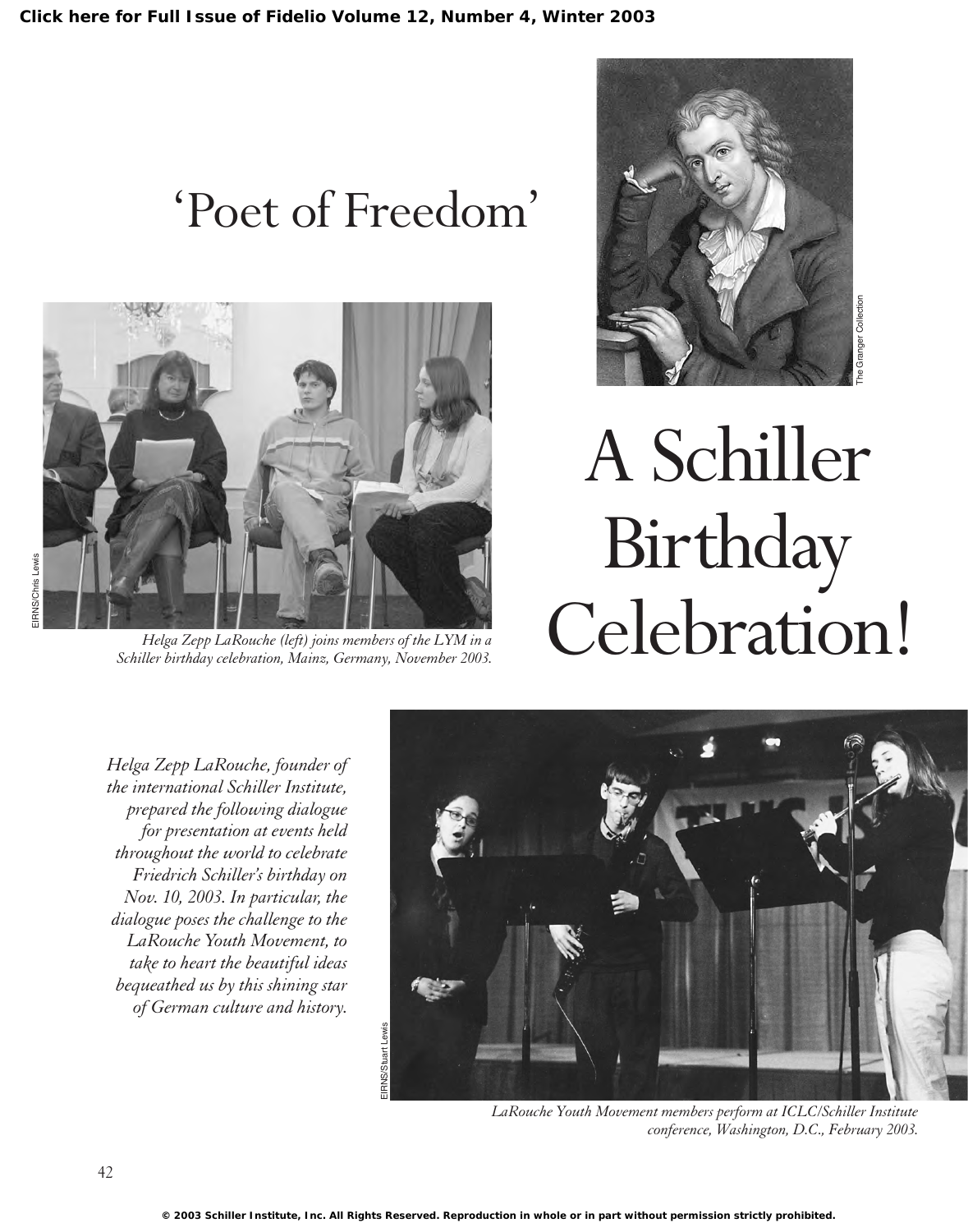# 'Poet of Freedom'

# A Schiller Birthday Celebration!

Helga Zepp LaRouche (left) joins members of the LYM in a Schiller birthday celebration, Mainz, Germany, November 2003.

*Helga Zepp LaRouche, founder of the international Schiller Institute, prepared the following dialogue for presentation at events held throughout the world to celebrate Friedrich Schiller's birthday on Nov. 10, 2003. In particular, the dialogue poses the challenge to the LaRouche Youth Movement, to take to heart the beautiful ideas bequeathed us by this shining star of German culture and history.*

LaRouche Youth Movement members perform at ICLC/Schiller Institute conference, Washington, D.C., February 2003.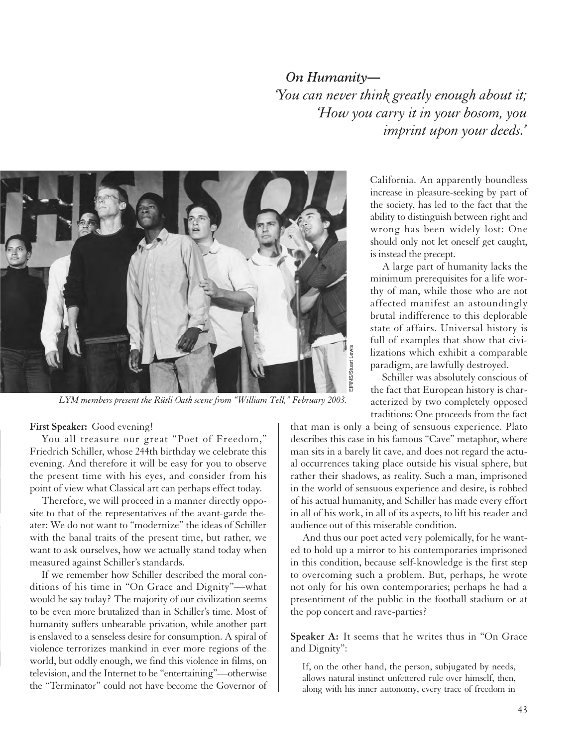*On Humanity—*
*'You can never think greatly enough about it;*
*'How you carry it in your bosom, you imprint upon your deeds.'*

*LYM members present the Rütli Oath scene from "William Tell," February 2003.*

**First Speaker:** Good evening!

You all treasure our great "Poet of Freedom," Friedrich Schiller, whose 244th birthday we celebrate this evening. And therefore it will be easy for you to observe the present time with his eyes, and consider from his point of view what Classical art can perhaps effect today.

Therefore, we will proceed in a manner directly opposite to that of the representatives of the avant-garde theater: We do not want to "modernize" the ideas of Schiller with the banal traits of the present time, but rather, we want to ask ourselves, how we actually stand today when measured against Schiller's standards.

If we remember how Schiller described the moral conditions of his time in "On Grace and Dignity"—what would he say today? The majority of our civilization seems to be even more brutalized than in Schiller's time. Most of humanity suffers unbearable privation, while another part is enslaved to a senseless desire for consumption. A spiral of violence terrorizes mankind in ever more regions of the world, but oddly enough, we find this violence in films, on television, and the Internet to be "entertaining"—otherwise the "Terminator" could not have become the Governor of California. An apparently boundless increase in pleasure-seeking by part of the society, has led to the fact that the ability to distinguish between right and wrong has been widely lost: One should only not let oneself get caught, is instead the precept.

A large part of humanity lacks the minimum prerequisites for a life worthy of man, while those who are not affected manifest an astoundingly brutal indifference to this deplorable state of affairs. Universal history is full of examples that show that civilizations which exhibit a comparable paradigm, are lawfully destroyed.

Schiller was absolutely conscious of the fact that European history is characterized by two completely opposed traditions: One proceeds from the fact that man is only a being of sensuous experience. Plato describes this case in his famous "Cave" metaphor, where man sits in a barely lit cave, and does not regard the actual occurrences taking place outside his visual sphere, but rather their shadows, as reality. Such a man, imprisoned in the world of sensuous experience and desire, is robbed of his actual humanity, and Schiller has made every effort in all of his work, in all of its aspects, to lift his reader and audience out of this miserable condition.

And thus our poet acted very polemically, for he wanted to hold up a mirror to his contemporaries imprisoned in this condition, because self-knowledge is the first step to overcoming such a problem. But, perhaps, he wrote not only for his own contemporaries; perhaps he had a presentiment of the public in the football stadium or at the pop concert and rave-parties?

**Speaker A:** It seems that he writes thus in "On Grace and Dignity":

> If, on the other hand, the person, subjugated by needs, allows natural instinct unfettered rule over himself, then, along with his inner autonomy, every trace of freedom in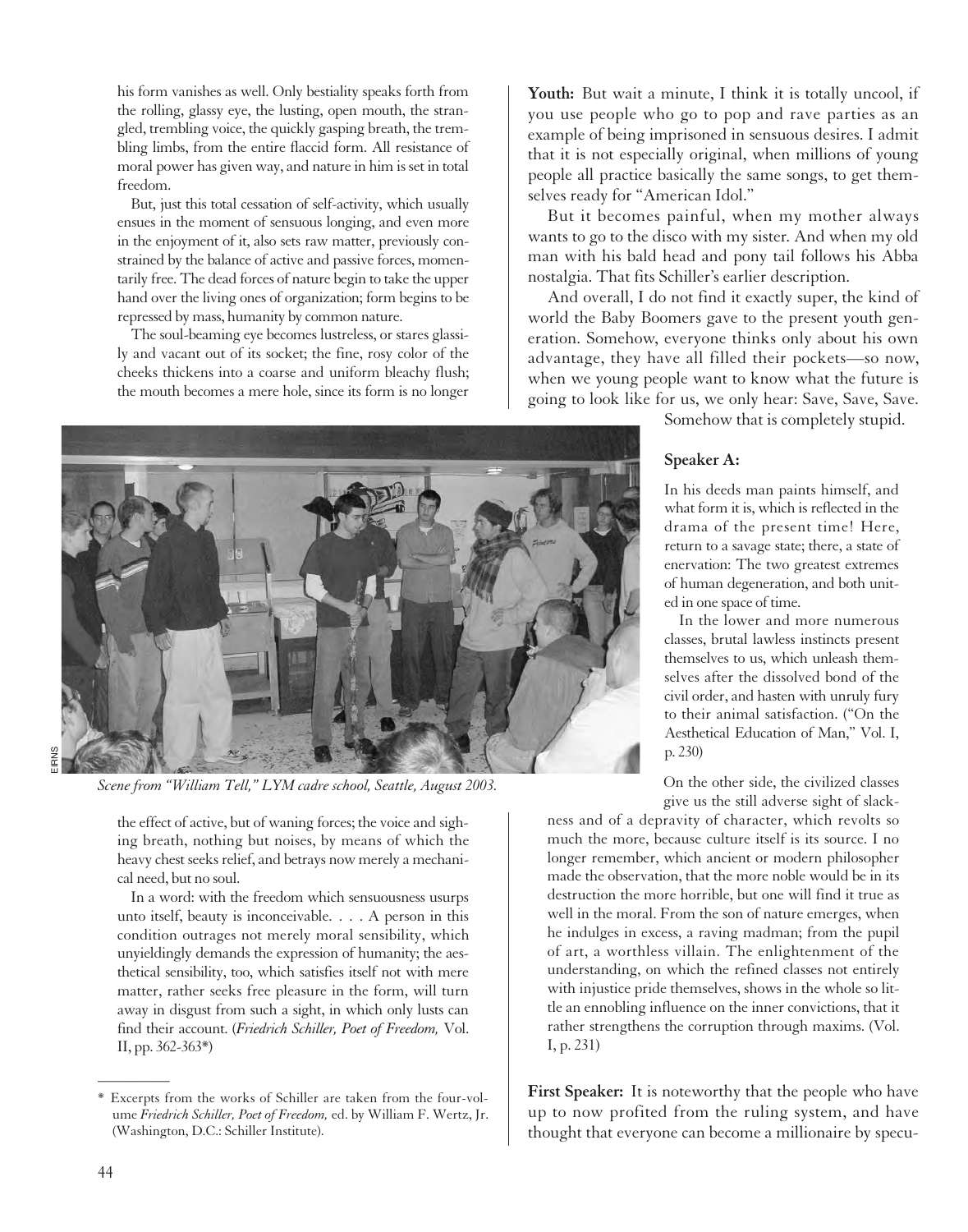his form vanishes as well. Only bestiality speaks forth from the rolling, glassy eye, the lusting, open mouth, the strangled, trembling voice, the quickly gasping breath, the trembling limbs, from the entire flaccid form. All resistance of moral power has given way, and nature in him is set in total freedom.

But, just this total cessation of self-activity, which usually ensues in the moment of sensuous longing, and even more in the enjoyment of it, also sets raw matter, previously constrained by the balance of active and passive forces, momentarily free. The dead forces of nature begin to take the upper hand over the living ones of organization; form begins to be repressed by mass, humanity by common nature.

The soul-beaming eye becomes lustreless, or stares glassily and vacant out of its socket; the fine, rosy color of the cheeks thickens into a coarse and uniform bleachy flush; the mouth becomes a mere hole, since its form is no longer the effect of active, but of waning forces; the voice and sighing breath, nothing but noises, by means of which the heavy chest seeks relief, and betrays now merely a mechanical need, but no soul.

In a word: with the freedom which sensuousness usurps unto itself, beauty is inconceivable. . . . A person in this condition outrages not merely moral sensibility, which unyieldingly demands the expression of humanity; the aesthetical sensibility, too, which satisfies itself not with mere matter, rather seeks free pleasure in the form, will turn away in disgust from such a sight, in which only lusts can find their account. (*Friedrich Schiller, Poet of Freedom,* Vol. II, pp. 362-363*)

*Scene from "William Tell," LYM cadre school, Seattle, August 2003.*

**Youth:** But wait a minute, I think it is totally uncool, if you use people who go to pop and rave parties as an example of being imprisoned in sensuous desires. I admit that it is not especially original, when millions of young people all practice basically the same songs, to get themselves ready for "American Idol."

But it becomes painful, when my mother always wants to go to the disco with my sister. And when my old man with his bald head and pony tail follows his Abba nostalgia. That fits Schiller's earlier description.

And overall, I do not find it exactly super, the kind of world the Baby Boomers gave to the present youth generation. Somehow, everyone thinks only about his own advantage, they have all filled their pockets—so now, when we young people want to know what the future is going to look like for us, we only hear: Save, Save, Save. Somehow that is completely stupid.

**Speaker A:**

In his deeds man paints himself, and what form it is, which is reflected in the drama of the present time! Here, return to a savage state; there, a state of enervation: The two greatest extremes of human degeneration, and both united in one space of time.

In the lower and more numerous classes, brutal lawless instincts present themselves to us, which unleash themselves after the dissolved bond of the civil order, and hasten with unruly fury to their animal satisfaction. ("On the Aesthetical Education of Man," Vol. I, p. 230)

On the other side, the civilized classes give us the still adverse sight of slackness and of a depravity of character, which revolts so much the more, because culture itself is its source. I no longer remember, which ancient or modern philosopher made the observation, that the more noble would be in its destruction the more horrible, but one will find it true as well in the moral. From the son of nature emerges, when he indulges in excess, a raving madman; from the pupil of art, a worthless villain. The enlightenment of the understanding, on which the refined classes not entirely with injustice pride themselves, shows in the whole so little an ennobling influence on the inner convictions, that it rather strengthens the corruption through maxims. (Vol. I, p. 231)

**First Speaker:** It is noteworthy that the people who have up to now profited from the ruling system, and have thought that everyone can become a millionaire by specu-

---

\* Excerpts from the works of Schiller are taken from the four-volume *Friedrich Schiller, Poet of Freedom,* ed. by William F. Wertz, Jr. (Washington, D.C.: Schiller Institute).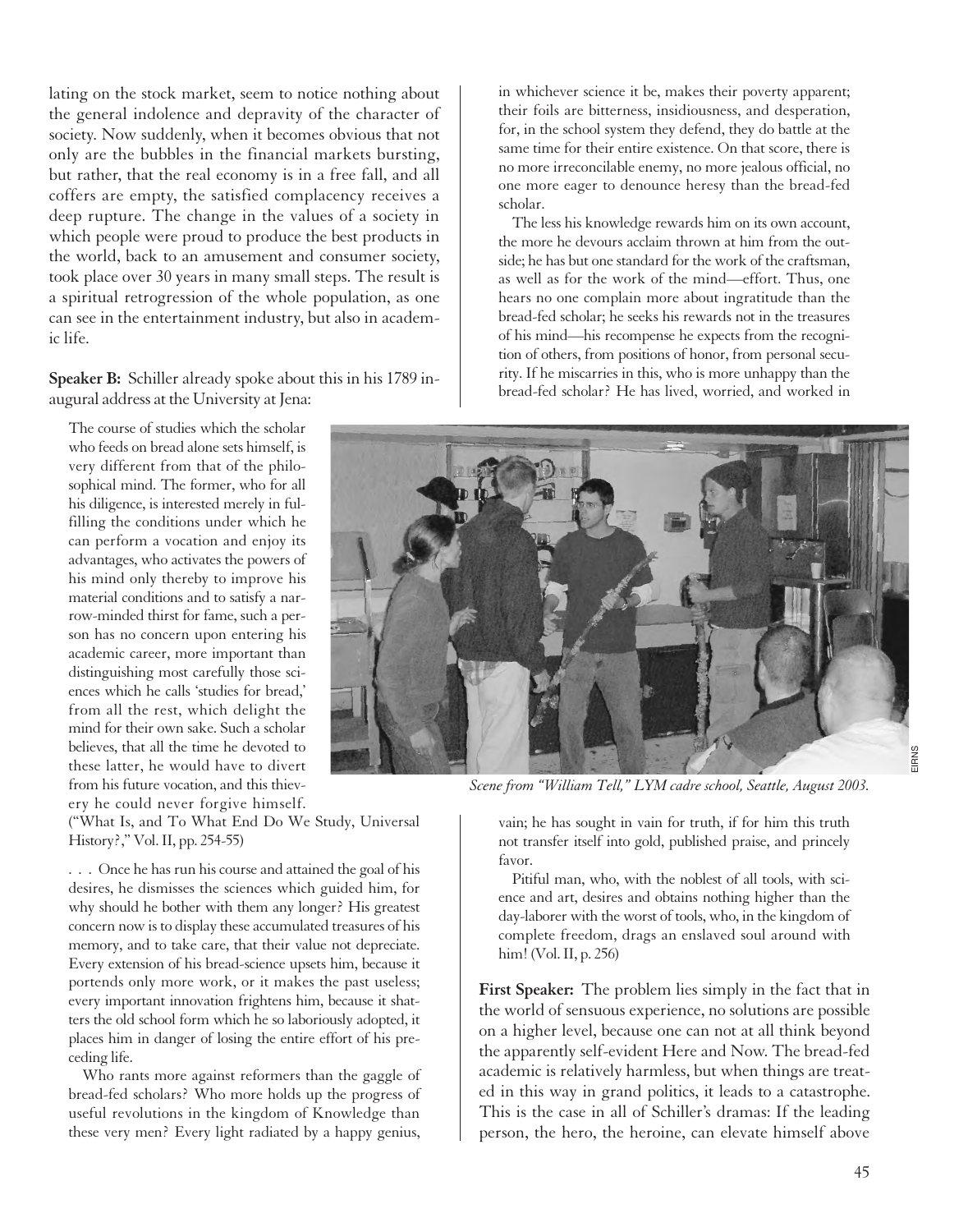lating on the stock market, seem to notice nothing about the general indolence and depravity of the character of society. Now suddenly, when it becomes obvious that not only are the bubbles in the financial markets bursting, but rather, that the real economy is in a free fall, and all coffers are empty, the satisfied complacency receives a deep rupture. The change in the values of a society in which people were proud to produce the best products in the world, back to an amusement and consumer society, took place over 30 years in many small steps. The result is a spiritual retrogression of the whole population, as one can see in the entertainment industry, but also in academic life.

**Speaker B:** Schiller already spoke about this in his 1789 inaugural address at the University at Jena:

> The course of studies which the scholar who feeds on bread alone sets himself, is very different from that of the philosophical mind. The former, who for all his diligence, is interested merely in fulfilling the conditions under which he can perform a vocation and enjoy its advantages, who activates the powers of his mind only thereby to improve his material conditions and to satisfy a narrow-minded thirst for fame, such a person has no concern upon entering his academic career, more important than distinguishing most carefully those sciences which he calls 'studies for bread,' from all the rest, which delight the mind for their own sake. Such a scholar believes, that all the time he devoted to these latter, he would have to divert from his future vocation, and this thievery he could never forgive himself.

("What Is, and To What End Do We Study, Universal History?," Vol. II, pp. 254-55)

> . . . Once he has run his course and attained the goal of his desires, he dismisses the sciences which guided him, for why should he bother with them any longer? His greatest concern now is to display these accumulated treasures of his memory, and to take care, that their value not depreciate. Every extension of his bread-science upsets him, because it portends only more work, or it makes the past useless; every important innovation frightens him, because it shatters the old school form which he so laboriously adopted, it places him in danger of losing the entire effort of his preceding life.
>
> Who rants more against reformers than the gaggle of bread-fed scholars? Who more holds up the progress of useful revolutions in the kingdom of Knowledge than these very men? Every light radiated by a happy genius, in whichever science it be, makes their poverty apparent; their foils are bitterness, insidiousness, and desperation, for, in the school system they defend, they do battle at the same time for their entire existence. On that score, there is no more irreconcilable enemy, no more jealous official, no one more eager to denounce heresy than the bread-fed scholar.
>
> The less his knowledge rewards him on its own account, the more he devours acclaim thrown at him from the outside; he has but one standard for the work of the craftsman, as well as for the work of the mind—effort. Thus, one hears no one complain more about ingratitude than the bread-fed scholar; he seeks his rewards not in the treasures of his mind—his recompense he expects from the recognition of others, from positions of honor, from personal security. If he miscarries in this, who is more unhappy than the bread-fed scholar? He has lived, worried, and worked in vain; he has sought in vain for truth, if for him this truth not transfer itself into gold, published praise, and princely favor.
>
> Pitiful man, who, with the noblest of all tools, with science and art, desires and obtains nothing higher than the day-laborer with the worst of tools, who, in the kingdom of complete freedom, drags an enslaved soul around with him! (Vol. II, p. 256)

*Scene from "William Tell," LYM cadre school, Seattle, August 2003.*

**First Speaker:** The problem lies simply in the fact that in the world of sensuous experience, no solutions are possible on a higher level, because one can not at all think beyond the apparently self-evident Here and Now. The bread-fed academic is relatively harmless, but when things are treated in this way in grand politics, it leads to a catastrophe. This is the case in all of Schiller's dramas: If the leading person, the hero, the heroine, can elevate himself above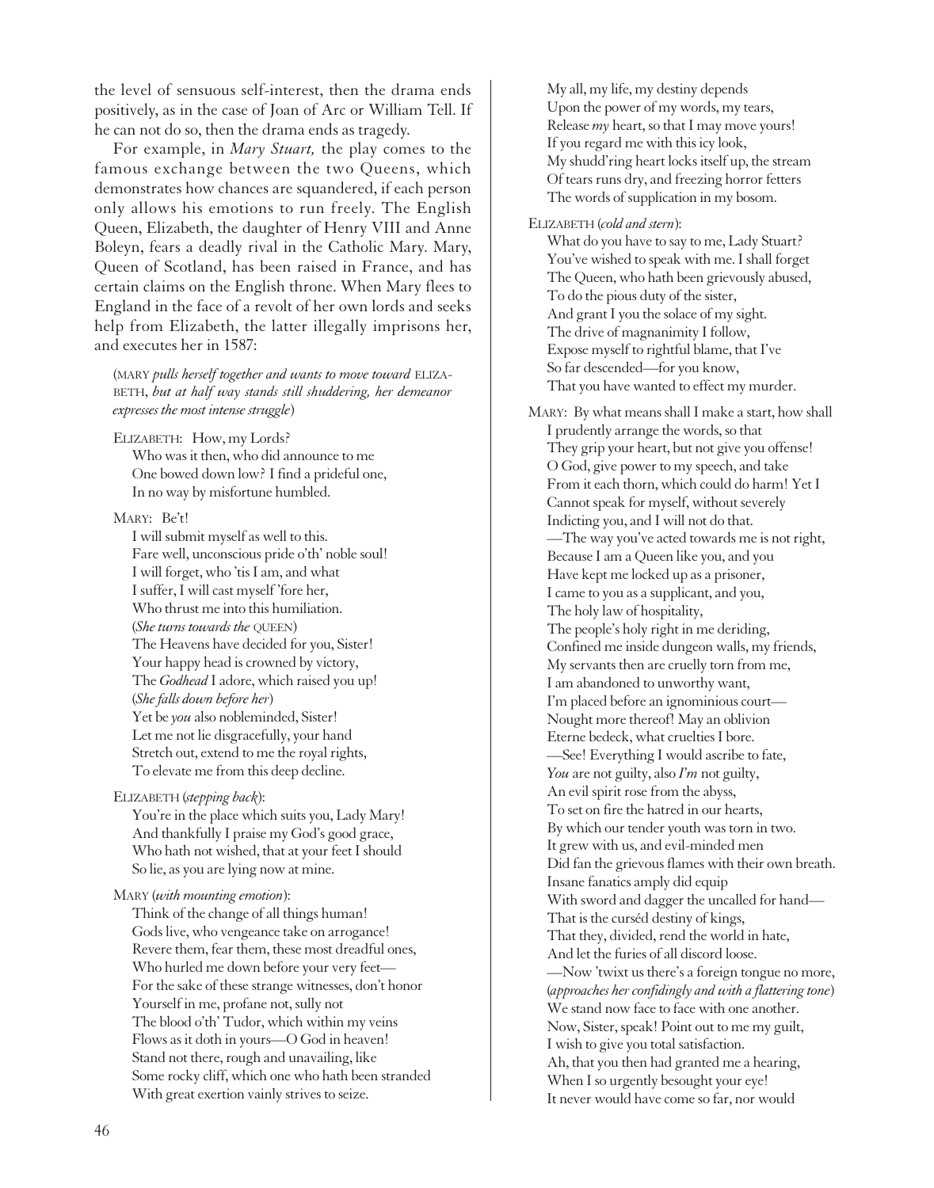the level of sensuous self-interest, then the drama ends positively, as in the case of Joan of Arc or William Tell. If he can not do so, then the drama ends as tragedy.

For example, in *Mary Stuart,* the play comes to the famous exchange between the two Queens, which demonstrates how chances are squandered, if each person only allows his emotions to run freely. The English Queen, Elizabeth, the daughter of Henry VIII and Anne Boleyn, fears a deadly rival in the Catholic Mary. Mary, Queen of Scotland, has been raised in France, and has certain claims on the English throne. When Mary flees to England in the face of a revolt of her own lords and seeks help from Elizabeth, the latter illegally imprisons her, and executes her in 1587:

(MARY *pulls herself together and wants to move toward* ELIZABETH, *but at half way stands still shuddering, her demeanor expresses the most intense struggle*)

ELIZABETH: How, my Lords?
Who was it then, who did announce to me
One bowed down low? I find a prideful one,
In no way by misfortune humbled.

MARY: Be't!
I will submit myself as well to this.
Fare well, unconscious pride o'th' noble soul!
I will forget, who 'tis I am, and what
I suffer, I will cast myself 'fore her,
Who thrust me into this humiliation.
(*She turns towards the* QUEEN)
The Heavens have decided for you, Sister!
Your happy head is crowned by victory,
The *Godhead* I adore, which raised you up!
(*She falls down before her*)
Yet be *you* also nobleminded, Sister!
Let me not lie disgracefully, your hand
Stretch out, extend to me the royal rights,
To elevate me from this deep decline.

ELIZABETH (*stepping back*):
You're in the place which suits you, Lady Mary!
And thankfully I praise my God's good grace,
Who hath not wished, that at your feet I should
So lie, as you are lying now at mine.

MARY (*with mounting emotion*):
Think of the change of all things human!
Gods live, who vengeance take on arrogance!
Revere them, fear them, these most dreadful ones,
Who hurled me down before your very feet—
For the sake of these strange witnesses, don't honor
Yourself in me, profane not, sully not
The blood o'th' Tudor, which within my veins
Flows as it doth in yours—O God in heaven!
Stand not there, rough and unavailing, like
Some rocky cliff, which one who hath been stranded
With great exertion vainly strives to seize.
My all, my life, my destiny depends
Upon the power of my words, my tears,
Release *my* heart, so that I may move yours!
If you regard me with this icy look,
My shudd'ring heart locks itself up, the stream
Of tears runs dry, and freezing horror fetters
The words of supplication in my bosom.

ELIZABETH (*cold and stern*):
What do you have to say to me, Lady Stuart?
You've wished to speak with me. I shall forget
The Queen, who hath been grievously abused,
To do the pious duty of the sister,
And grant I you the solace of my sight.
The drive of magnanimity I follow,
Expose myself to rightful blame, that I've
So far descended—for you know,
That you have wanted to effect my murder.

MARY: By what means shall I make a start, how shall
I prudently arrange the words, so that
They grip your heart, but not give you offense!
O God, give power to my speech, and take
From it each thorn, which could do harm! Yet I
Cannot speak for myself, without severely
Indicting you, and I will not do that.
—The way you've acted towards me is not right,
Because I am a Queen like you, and you
Have kept me locked up as a prisoner,
I came to you as a supplicant, and you,
The holy law of hospitality,
The people's holy right in me deriding,
Confined me inside dungeon walls, my friends,
My servants then are cruelly torn from me,
I am abandoned to unworthy want,
I'm placed before an ignominious court—
Nought more thereof! May an oblivion
Eterne bedeck, what cruelties I bore.
—See! Everything I would ascribe to fate,
*You* are not guilty, also *I'm* not guilty,
An evil spirit rose from the abyss,
To set on fire the hatred in our hearts,
By which our tender youth was torn in two.
It grew with us, and evil-minded men
Did fan the grievous flames with their own breath.
Insane fanatics amply did equip
With sword and dagger the uncalled for hand—
That is the curséd destiny of kings,
That they, divided, rend the world in hate,
And let the furies of all discord loose.
—Now 'twixt us there's a foreign tongue no more,
(*approaches her confidingly and with a flattering tone*)
We stand now face to face with one another.
Now, Sister, speak! Point out to me my guilt,
I wish to give you total satisfaction.
Ah, that you then had granted me a hearing,
When I so urgently besought your eye!
It never would have come so far, nor would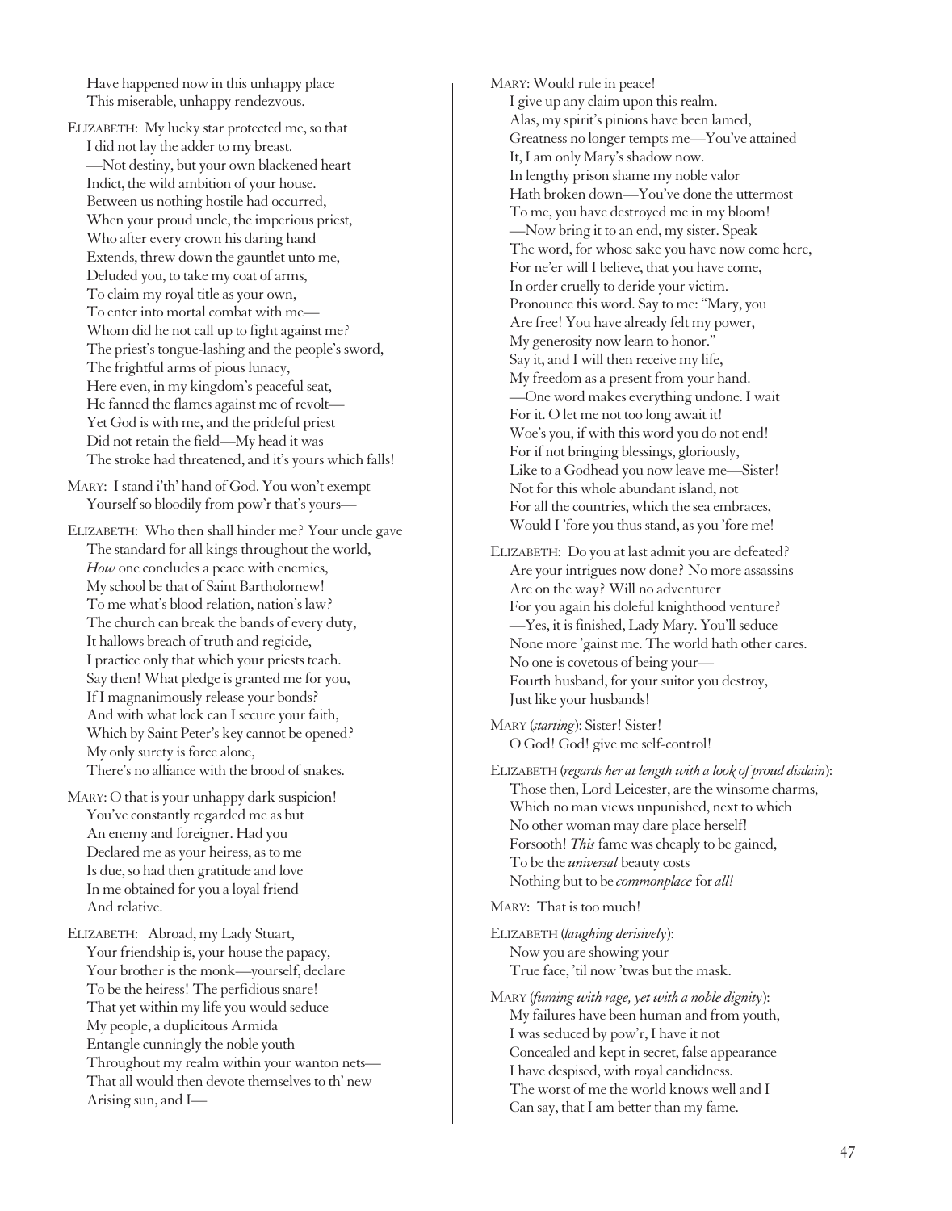Have happened now in this unhappy place
This miserable, unhappy rendezvous.

ELIZABETH: My lucky star protected me, so that
I did not lay the adder to my breast.
—Not destiny, but your own blackened heart
Indict, the wild ambition of your house.
Between us nothing hostile had occurred,
When your proud uncle, the imperious priest,
Who after every crown his daring hand
Extends, threw down the gauntlet unto me,
Deluded you, to take my coat of arms,
To claim my royal title as your own,
To enter into mortal combat with me—
Whom did he not call up to fight against me?
The priest's tongue-lashing and the people's sword,
The frightful arms of pious lunacy,
Here even, in my kingdom's peaceful seat,
He fanned the flames against me of revolt—
Yet God is with me, and the prideful priest
Did not retain the field—My head it was
The stroke had threatened, and it's yours which falls!

MARY: I stand i'th' hand of God. You won't exempt
Yourself so bloodily from pow'r that's yours—

ELIZABETH: Who then shall hinder me? Your uncle gave
The standard for all kings throughout the world,
*How* one concludes a peace with enemies,
My school be that of Saint Bartholomew!
To me what's blood relation, nation's law?
The church can break the bands of every duty,
It hallows breach of truth and regicide,
I practice only that which your priests teach.
Say then! What pledge is granted me for you,
If I magnanimously release your bonds?
And with what lock can I secure your faith,
Which by Saint Peter's key cannot be opened?
My only surety is force alone,
There's no alliance with the brood of snakes.

MARY: O that is your unhappy dark suspicion!
You've constantly regarded me as but
An enemy and foreigner. Had you
Declared me as your heiress, as to me
Is due, so had then gratitude and love
In me obtained for you a loyal friend
And relative.

ELIZABETH: Abroad, my Lady Stuart,
Your friendship is, your house the papacy,
Your brother is the monk—yourself, declare
To be the heiress! The perfidious snare!
That yet within my life you would seduce
My people, a duplicitous Armida
Entangle cunningly the noble youth
Throughout my realm within your wanton nets—
That all would then devote themselves to th' new
Arising sun, and I—

MARY: Would rule in peace!
I give up any claim upon this realm.
Alas, my spirit's pinions have been lamed,
Greatness no longer tempts me—You've attained
It, I am only Mary's shadow now.
In lengthy prison shame my noble valor
Hath broken down—You've done the uttermost
To me, you have destroyed me in my bloom!
—Now bring it to an end, my sister. Speak
The word, for whose sake you have now come here,
For ne'er will I believe, that you have come,
In order cruelly to deride your victim.
Pronounce this word. Say to me: "Mary, you
Are free! You have already felt my power,
My generosity now learn to honor."
Say it, and I will then receive my life,
My freedom as a present from your hand.
—One word makes everything undone. I wait
For it. O let me not too long await it!
Woe's you, if with this word you do not end!
For if not bringing blessings, gloriously,
Like to a Godhead you now leave me—Sister!
Not for this whole abundant island, not
For all the countries, which the sea embraces,
Would I 'fore you thus stand, as you 'fore me!

ELIZABETH: Do you at last admit you are defeated?
Are your intrigues now done? No more assassins
Are on the way? Will no adventurer
For you again his doleful knighthood venture?
—Yes, it is finished, Lady Mary. You'll seduce
None more 'gainst me. The world hath other cares.
No one is covetous of being your—
Fourth husband, for your suitor you destroy,
Just like your husbands!

MARY (*starting*): Sister! Sister!
O God! God! give me self-control!

ELIZABETH (*regards her at length with a look of proud disdain*):
Those then, Lord Leicester, are the winsome charms,
Which no man views unpunished, next to which
No other woman may dare place herself!
Forsooth! *This* fame was cheaply to be gained,
To be the *universal* beauty costs
Nothing but to be *commonplace* for *all!*

MARY: That is too much!

ELIZABETH (*laughing derisively*):
Now you are showing your
True face, 'til now 'twas but the mask.

MARY (*fuming with rage, yet with a noble dignity*):
My failures have been human and from youth,
I was seduced by pow'r, I have it not
Concealed and kept in secret, false appearance
I have despised, with royal candidness.
The worst of me the world knows well and I
Can say, that I am better than my fame.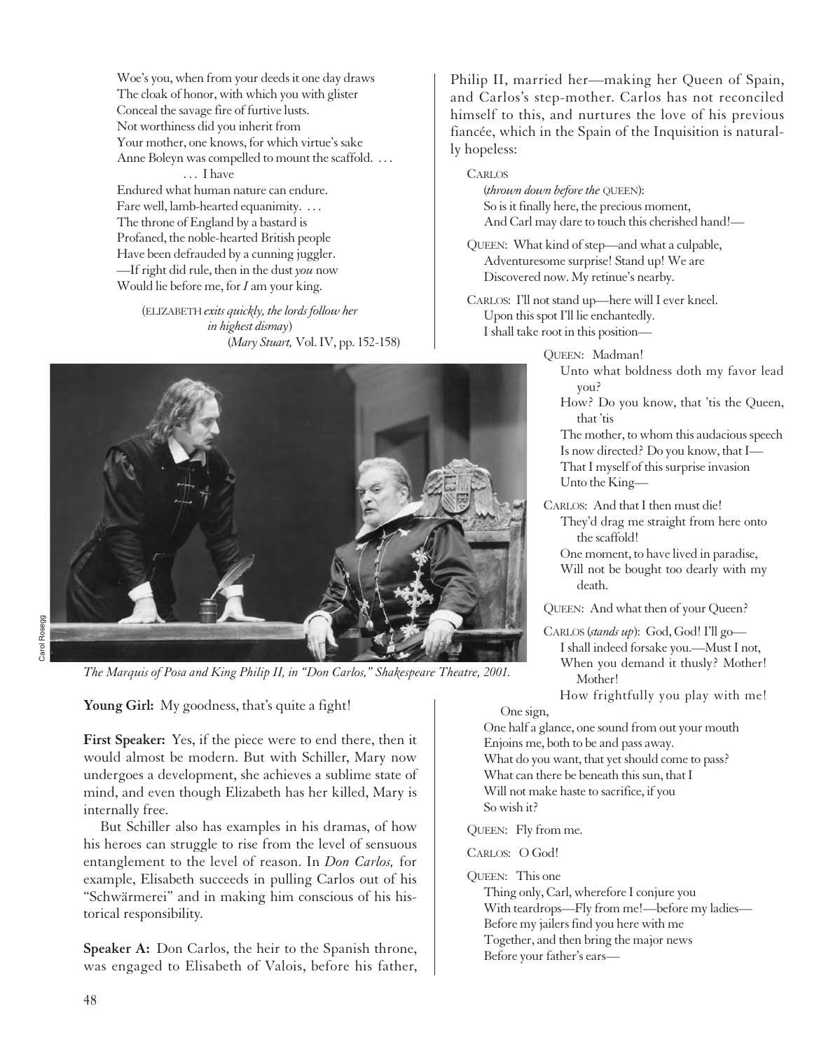Woe's you, when from your deeds it one day draws
The cloak of honor, with which you with glister
Conceal the savage fire of furtive lusts.
Not worthiness did you inherit from
Your mother, one knows, for which virtue's sake
Anne Boleyn was compelled to mount the scaffold. . . .
. . . I have
Endured what human nature can endure.
Fare well, lamb-hearted equanimity. . . .
The throne of England by a bastard is
Profaned, the noble-hearted British people
Have been defrauded by a cunning juggler.
—If right did rule, then in the dust *you* now
Would lie before me, for *I* am your king.

(ELIZABETH *exits quickly, the lords follow her in highest dismay*)
(*Mary Stuart,* Vol. IV, pp. 152-158)

*The Marquis of Posa and King Philip II, in "Don Carlos," Shakespeare Theatre, 2001.*

**Young Girl:** My goodness, that's quite a fight!

**First Speaker:** Yes, if the piece were to end there, then it would almost be modern. But with Schiller, Mary now undergoes a development, she achieves a sublime state of mind, and even though Elizabeth has her killed, Mary is internally free.

But Schiller also has examples in his dramas, of how his heroes can struggle to rise from the level of sensuous entanglement to the level of reason. In *Don Carlos,* for example, Elisabeth succeeds in pulling Carlos out of his "Schwärmerei" and in making him conscious of his historical responsibility.

**Speaker A:** Don Carlos, the heir to the Spanish throne, was engaged to Elisabeth of Valois, before his father, Philip II, married her—making her Queen of Spain, and Carlos's step-mother. Carlos has not reconciled himself to this, and nurtures the love of his previous fiancée, which in the Spain of the Inquisition is naturally hopeless:

CARLOS
(*thrown down before the* QUEEN):
So is it finally here, the precious moment,
And Carl may dare to touch this cherished hand!—

QUEEN: What kind of step—and what a culpable,
Adventuresome surprise! Stand up! We are
Discovered now. My retinue's nearby.

CARLOS: I'll not stand up—here will I ever kneel.
Upon this spot I'll lie enchantedly.
I shall take root in this position—

QUEEN: Madman!
Unto what boldness doth my favor lead you?
How? Do you know, that 'tis the Queen, that 'tis
The mother, to whom this audacious speech
Is now directed? Do you know, that I—
That I myself of this surprise invasion
Unto the King—

CARLOS: And that I then must die!
They'd drag me straight from here onto the scaffold!
One moment, to have lived in paradise,
Will not be bought too dearly with my death.

QUEEN: And what then of your Queen?

CARLOS (*stands up*): God, God! I'll go—
I shall indeed forsake you.—Must I not,
When you demand it thusly? Mother! Mother!
How frightfully you play with me!
One sign,
One half a glance, one sound from out your mouth
Enjoins me, both to be and pass away.
What do you want, that yet should come to pass?
What can there be beneath this sun, that I
Will not make haste to sacrifice, if you
So wish it?

QUEEN: Fly from me.

CARLOS: O God!

QUEEN: This one
Thing only, Carl, wherefore I conjure you
With teardrops—Fly from me!—before my ladies—
Before my jailers find you here with me
Together, and then bring the major news
Before your father's ears—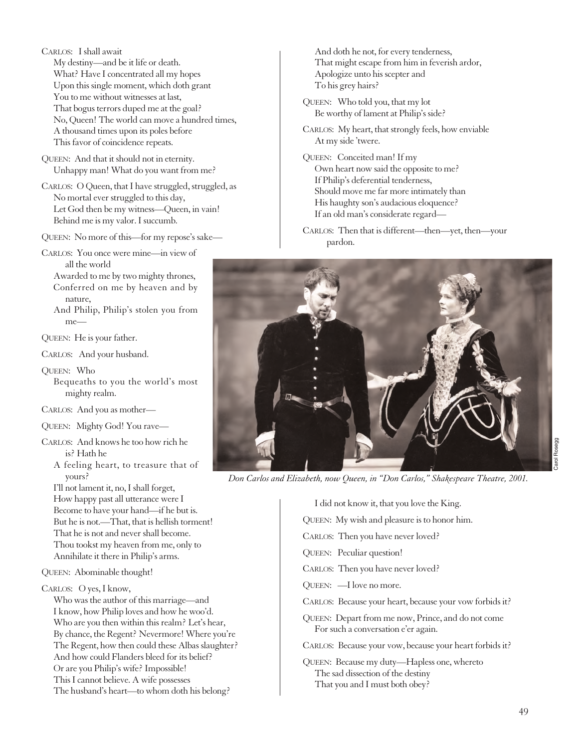CARLOS: I shall await
My destiny—and be it life or death.
What? Have I concentrated all my hopes
Upon this single moment, which doth grant
You to me without witnesses at last,
That bogus terrors duped me at the goal?
No, Queen! The world can move a hundred times,
A thousand times upon its poles before
This favor of coincidence repeats.

QUEEN: And that it should not in eternity.
Unhappy man! What do you want from me?

CARLOS: O Queen, that I have struggled, struggled, as
No mortal ever struggled to this day,
Let God then be my witness—Queen, in vain!
Behind me is my valor. I succumb.

QUEEN: No more of this—for my repose's sake—

CARLOS: You once were mine—in view of all the world
Awarded to me by two mighty thrones,
Conferred on me by heaven and by nature,
And Philip, Philip's stolen you from me—

QUEEN: He is your father.

CARLOS: And your husband.

QUEEN: Who
Bequeaths to you the world's most mighty realm.

CARLOS: And you as mother—

QUEEN: Mighty God! You rave—

CARLOS: And knows he too how rich he is? Hath he
A feeling heart, to treasure that of yours?
I'll not lament it, no, I shall forget,
How happy past all utterance were I
Become to have your hand—if he but is.
But he is not.—That, that is hellish torment!
That he is not and never shall become.
Thou tookst my heaven from me, only to
Annihilate it there in Philip's arms.

QUEEN: Abominable thought!

CARLOS: O yes, I know,
Who was the author of this marriage—and
I know, how Philip loves and how he woo'd.
Who are you then within this realm? Let's hear,
By chance, the Regent? Nevermore! Where you're
The Regent, how then could these Albas slaughter?
And how could Flanders bleed for its belief?
Or are you Philip's wife? Impossible!
This I cannot believe. A wife possesses
The husband's heart—to whom doth his belong?
And doth he not, for every tenderness,
That might escape from him in feverish ardor,
Apologize unto his scepter and
To his grey hairs?

QUEEN: Who told you, that my lot
Be worthy of lament at Philip's side?

CARLOS: My heart, that strongly feels, how enviable
At my side 'twere.

QUEEN: Conceited man! If my
Own heart now said the opposite to me?
If Philip's deferential tenderness,
Should move me far more intimately than
His haughty son's audacious eloquence?
If an old man's considerate regard—

CARLOS: Then that is different—then—yet, then—your pardon.

*Don Carlos and Elizabeth, now Queen, in "Don Carlos," Shakespeare Theatre, 2001.*

Carol Rosegg

I did not know it, that you love the King.

QUEEN: My wish and pleasure is to honor him.

CARLOS: Then you have never loved?

QUEEN: Peculiar question!

CARLOS: Then you have never loved?

QUEEN: —I love no more.

CARLOS: Because your heart, because your vow forbids it?

QUEEN: Depart from me now, Prince, and do not come
For such a conversation e'er again.

CARLOS: Because your vow, because your heart forbids it?

QUEEN: Because my duty—Hapless one, whereto
The sad dissection of the destiny
That you and I must both obey?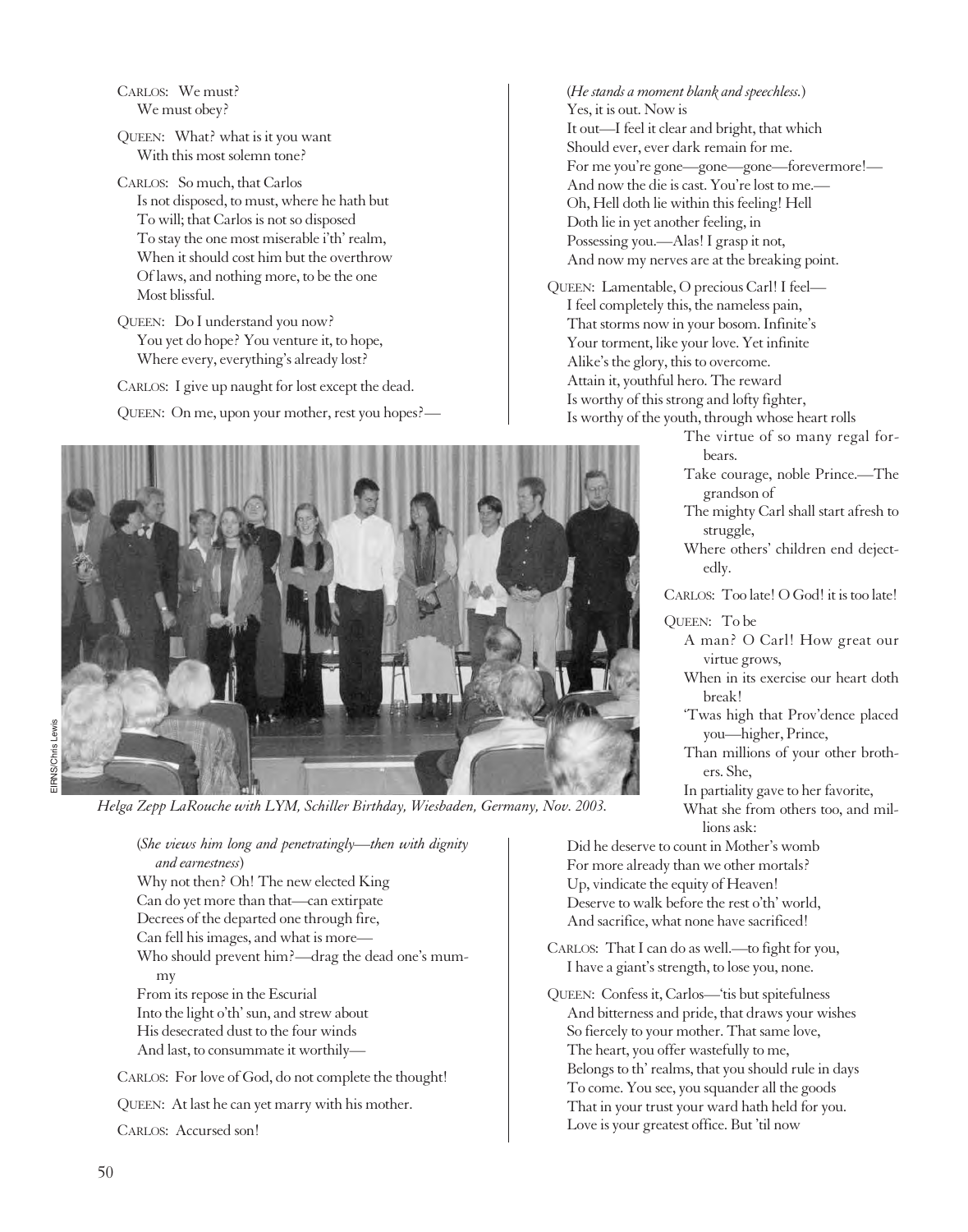CARLOS: We must?
We must obey?

QUEEN: What? what is it you want
With this most solemn tone?

CARLOS: So much, that Carlos
Is not disposed, to must, where he hath but
To will; that Carlos is not so disposed
To stay the one most miserable i'th' realm,
When it should cost him but the overthrow
Of laws, and nothing more, to be the one
Most blissful.

QUEEN: Do I understand you now?
You yet do hope? You venture it, to hope,
Where every, everything's already lost?

CARLOS: I give up naught for lost except the dead.

QUEEN: On me, upon your mother, rest you hopes?—

(*She views him long and penetratingly—then with dignity and earnestness*)
Why not then? Oh! The new elected King
Can do yet more than that—can extirpate
Decrees of the departed one through fire,
Can fell his images, and what is more—
Who should prevent him?—drag the dead one's mummy
From its repose in the Escurial
Into the light o'th' sun, and strew about
His desecrated dust to the four winds
And last, to consummate it worthily—

CARLOS: For love of God, do not complete the thought!

QUEEN: At last he can yet marry with his mother.

CARLOS: Accursed son!

(*He stands a moment blank and speechless.*)
Yes, it is out. Now is
It out—I feel it clear and bright, that which
Should ever, ever dark remain for me.
For me you're gone—gone—gone—forevermore!—
And now the die is cast. You're lost to me.—
Oh, Hell doth lie within this feeling! Hell
Doth lie in yet another feeling, in
Possessing you.—Alas! I grasp it not,
And now my nerves are at the breaking point.

QUEEN: Lamentable, O precious Carl! I feel—
I feel completely this, the nameless pain,
That storms now in your bosom. Infinite's
Your torment, like your love. Yet infinite
Alike's the glory, this to overcome.
Attain it, youthful hero. The reward
Is worthy of this strong and lofty fighter,
Is worthy of the youth, through whose heart rolls
The virtue of so many regal forbears.
Take courage, noble Prince.—The grandson of
The mighty Carl shall start afresh to struggle,
Where others' children end dejectedly.

CARLOS: Too late! O God! it is too late!

QUEEN: To be
A man? O Carl! How great our virtue grows,
When in its exercise our heart doth break!
'Twas high that Prov'dence placed you—higher, Prince,
Than millions of your other brothers. She,
In partiality gave to her favorite,
What she from others too, and millions ask:
Did he deserve to count in Mother's womb
For more already than we other mortals?
Up, vindicate the equity of Heaven!
Deserve to walk before the rest o'th' world,
And sacrifice, what none have sacrificed!

CARLOS: That I can do as well.—to fight for you,
I have a giant's strength, to lose you, none.

QUEEN: Confess it, Carlos—'tis but spitefulness
And bitterness and pride, that draws your wishes
So fiercely to your mother. That same love,
The heart, you offer wastefully to me,
Belongs to th' realms, that you should rule in days
To come. You see, you squander all the goods
That in your trust your ward hath held for you.
Love is your greatest office. But 'til now

EIRNS/Chris Lewis

*Helga Zepp LaRouche with LYM, Schiller Birthday, Wiesbaden, Germany, Nov. 2003.*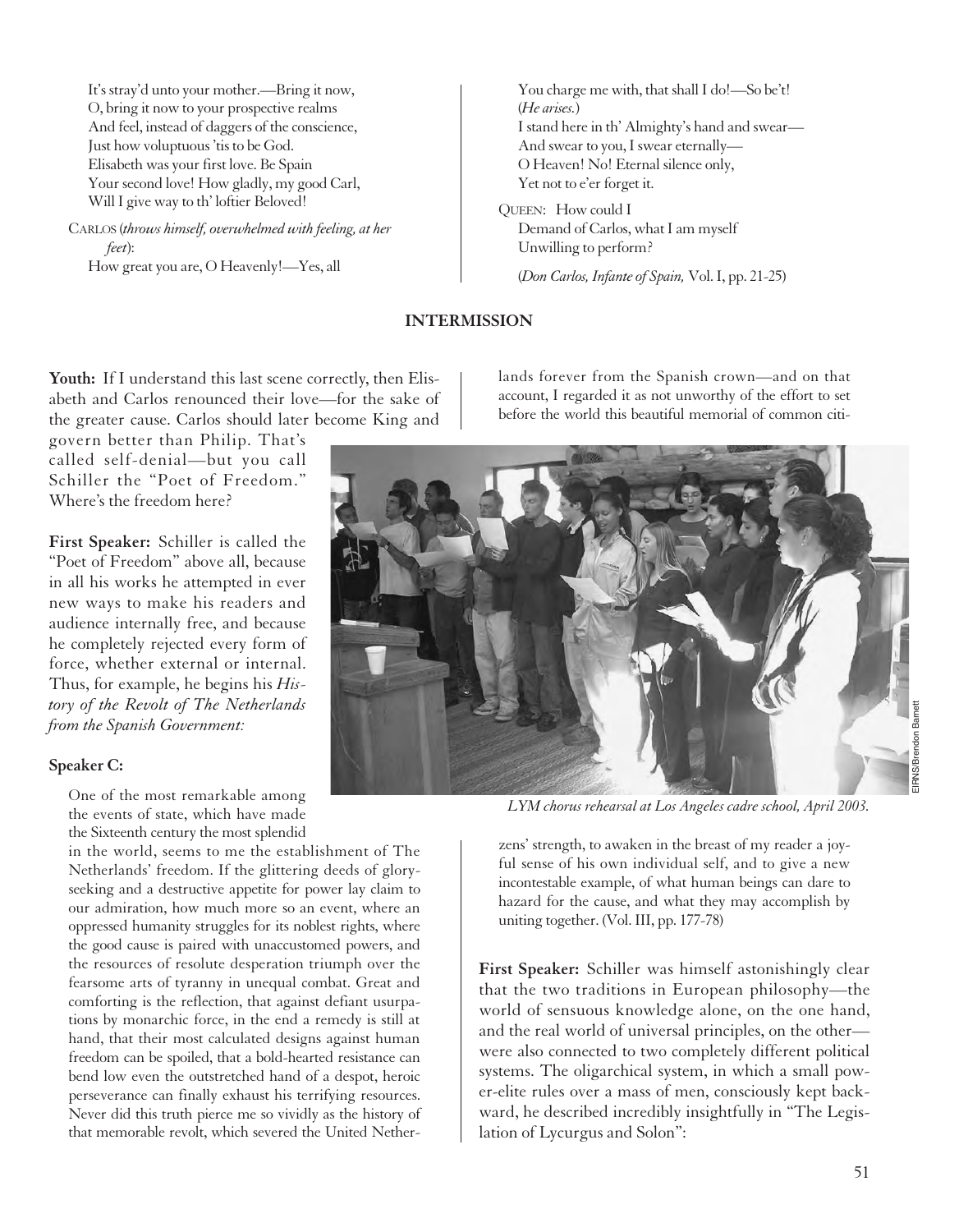It's stray'd unto your mother.—Bring it now,
O, bring it now to your prospective realms
And feel, instead of daggers of the conscience,
Just how voluptuous 'tis to be God.
Elisabeth was your first love. Be Spain
Your second love! How gladly, my good Carl,
Will I give way to th' loftier Beloved!

CARLOS (*throws himself, overwhelmed with feeling, at her feet*):
How great you are, O Heavenly!—Yes, all
You charge me with, that shall I do!—So be't!
(*He arises.*)
I stand here in th' Almighty's hand and swear—
And swear to you, I swear eternally—
O Heaven! No! Eternal silence only,
Yet not to e'er forget it.

QUEEN: How could I
Demand of Carlos, what I am myself
Unwilling to perform?

(*Don Carlos, Infante of Spain,* Vol. I, pp. 21-25)

**INTERMISSION**

**Youth:** If I understand this last scene correctly, then Elisabeth and Carlos renounced their love—for the sake of the greater cause. Carlos should later become King and govern better than Philip. That's called self-denial—but you call Schiller the "Poet of Freedom." Where's the freedom here?

**First Speaker:** Schiller is called the "Poet of Freedom" above all, because in all his works he attempted in ever new ways to make his readers and audience internally free, and because he completely rejected every form of force, whether external or internal. Thus, for example, he begins his *History of the Revolt of The Netherlands from the Spanish Government:*

**Speaker C:**

One of the most remarkable among the events of state, which have made the Sixteenth century the most splendid in the world, seems to me the establishment of The Netherlands' freedom. If the glittering deeds of glory-seeking and a destructive appetite for power lay claim to our admiration, how much more so an event, where an oppressed humanity struggles for its noblest rights, where the good cause is paired with unaccustomed powers, and the resources of resolute desperation triumph over the fearsome arts of tyranny in unequal combat. Great and comforting is the reflection, that against defiant usurpations by monarchic force, in the end a remedy is still at hand, that their most calculated designs against human freedom can be spoiled, that a bold-hearted resistance can bend low even the outstretched hand of a despot, heroic perseverance can finally exhaust his terrifying resources. Never did this truth pierce me so vividly as the history of that memorable revolt, which severed the United Netherlands forever from the Spanish crown—and on that account, I regarded it as not unworthy of the effort to set before the world this beautiful memorial of common citizens' strength, to awaken in the breast of my reader a joyful sense of his own individual self, and to give a new incontestable example, of what human beings can dare to hazard for the cause, and what they may accomplish by uniting together. (Vol. III, pp. 177-78)

*LYM chorus rehearsal at Los Angeles cadre school, April 2003.*

EIRNS/Brendon Barnett

**First Speaker:** Schiller was himself astonishingly clear that the two traditions in European philosophy—the world of sensuous knowledge alone, on the one hand, and the real world of universal principles, on the other—were also connected to two completely different political systems. The oligarchical system, in which a small power-elite rules over a mass of men, consciously kept backward, he described incredibly insightfully in "The Legislation of Lycurgus and Solon":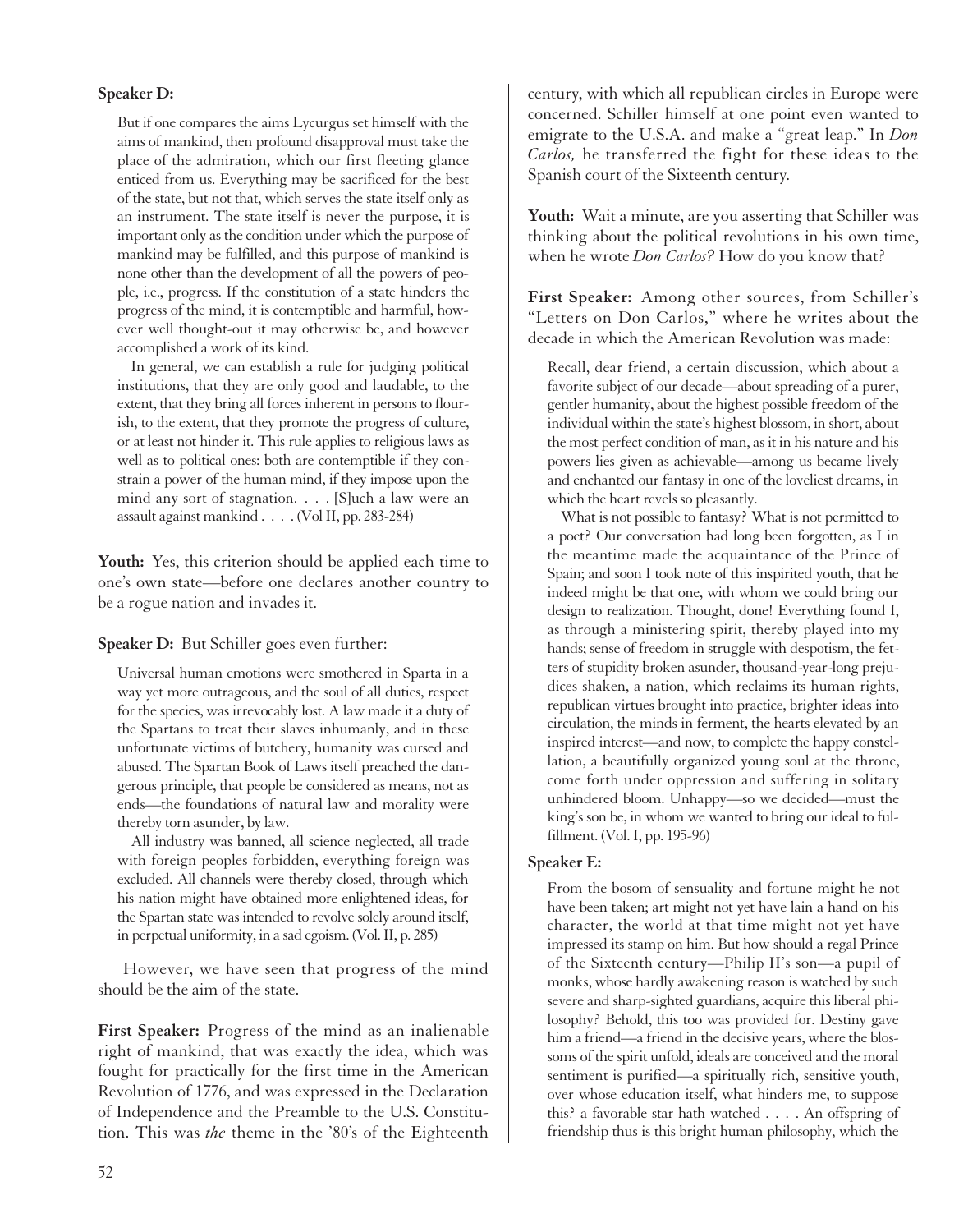**Speaker D:**

> But if one compares the aims Lycurgus set himself with the aims of mankind, then profound disapproval must take the place of the admiration, which our first fleeting glance enticed from us. Everything may be sacrificed for the best of the state, but not that, which serves the state itself only as an instrument. The state itself is never the purpose, it is important only as the condition under which the purpose of mankind may be fulfilled, and this purpose of mankind is none other than the development of all the powers of people, i.e., progress. If the constitution of a state hinders the progress of the mind, it is contemptible and harmful, however well thought-out it may otherwise be, and however accomplished a work of its kind.
>
> In general, we can establish a rule for judging political institutions, that they are only good and laudable, to the extent, that they bring all forces inherent in persons to flourish, to the extent, that they promote the progress of culture, or at least not hinder it. This rule applies to religious laws as well as to political ones: both are contemptible if they constrain a power of the human mind, if they impose upon the mind any sort of stagnation. . . . [S]uch a law were an assault against mankind . . . . (Vol II, pp. 283-284)

**Youth:** Yes, this criterion should be applied each time to one's own state—before one declares another country to be a rogue nation and invades it.

**Speaker D:** But Schiller goes even further:

> Universal human emotions were smothered in Sparta in a way yet more outrageous, and the soul of all duties, respect for the species, was irrevocably lost. A law made it a duty of the Spartans to treat their slaves inhumanly, and in these unfortunate victims of butchery, humanity was cursed and abused. The Spartan Book of Laws itself preached the dangerous principle, that people be considered as means, not as ends—the foundations of natural law and morality were thereby torn asunder, by law.
>
> All industry was banned, all science neglected, all trade with foreign peoples forbidden, everything foreign was excluded. All channels were thereby closed, through which his nation might have obtained more enlightened ideas, for the Spartan state was intended to revolve solely around itself, in perpetual uniformity, in a sad egoism. (Vol. II, p. 285)

However, we have seen that progress of the mind should be the aim of the state.

**First Speaker:** Progress of the mind as an inalienable right of mankind, that was exactly the idea, which was fought for practically for the first time in the American Revolution of 1776, and was expressed in the Declaration of Independence and the Preamble to the U.S. Constitution. This was *the* theme in the '80's of the Eighteenth century, with which all republican circles in Europe were concerned. Schiller himself at one point even wanted to emigrate to the U.S.A. and make a "great leap." In *Don Carlos,* he transferred the fight for these ideas to the Spanish court of the Sixteenth century.

**Youth:** Wait a minute, are you asserting that Schiller was thinking about the political revolutions in his own time, when he wrote *Don Carlos?* How do you know that?

**First Speaker:** Among other sources, from Schiller's "Letters on Don Carlos," where he writes about the decade in which the American Revolution was made:

> Recall, dear friend, a certain discussion, which about a favorite subject of our decade—about spreading of a purer, gentler humanity, about the highest possible freedom of the individual within the state's highest blossom, in short, about the most perfect condition of man, as it in his nature and his powers lies given as achievable—among us became lively and enchanted our fantasy in one of the loveliest dreams, in which the heart revels so pleasantly.
>
> What is not possible to fantasy? What is not permitted to a poet? Our conversation had long been forgotten, as I in the meantime made the acquaintance of the Prince of Spain; and soon I took note of this inspirited youth, that he indeed might be that one, with whom we could bring our design to realization. Thought, done! Everything found I, as through a ministering spirit, thereby played into my hands; sense of freedom in struggle with despotism, the fetters of stupidity broken asunder, thousand-year-long prejudices shaken, a nation, which reclaims its human rights, republican virtues brought into practice, brighter ideas into circulation, the minds in ferment, the hearts elevated by an inspired interest—and now, to complete the happy constellation, a beautifully organized young soul at the throne, come forth under oppression and suffering in solitary unhindered bloom. Unhappy—so we decided—must the king's son be, in whom we wanted to bring our ideal to fulfillment. (Vol. I, pp. 195-96)

**Speaker E:**

> From the bosom of sensuality and fortune might he not have been taken; art might not yet have lain a hand on his character, the world at that time might not yet have impressed its stamp on him. But how should a regal Prince of the Sixteenth century—Philip II's son—a pupil of monks, whose hardly awakening reason is watched by such severe and sharp-sighted guardians, acquire this liberal philosophy? Behold, this too was provided for. Destiny gave him a friend—a friend in the decisive years, where the blossoms of the spirit unfold, ideals are conceived and the moral sentiment is purified—a spiritually rich, sensitive youth, over whose education itself, what hinders me, to suppose this? a favorable star hath watched . . . . An offspring of friendship thus is this bright human philosophy, which the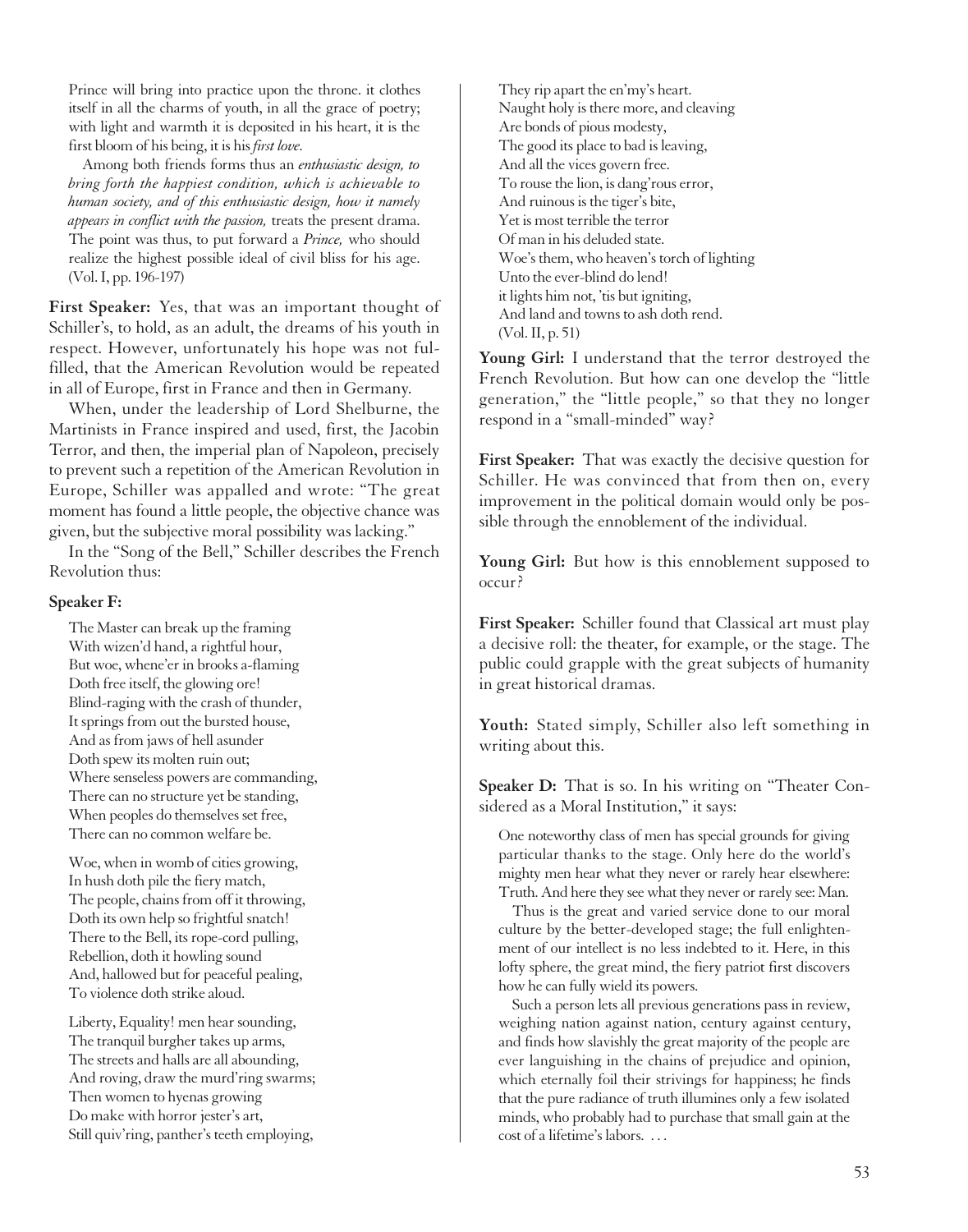Prince will bring into practice upon the throne. it clothes itself in all the charms of youth, in all the grace of poetry; with light and warmth it is deposited in his heart, it is the first bloom of his being, it is his *first love*.

Among both friends forms thus an *enthusiastic design, to bring forth the happiest condition, which is achievable to human society, and of this enthusiastic design, how it namely appears in conflict with the passion,* treats the present drama. The point was thus, to put forward a *Prince,* who should realize the highest possible ideal of civil bliss for his age. (Vol. I, pp. 196-197)

**First Speaker:** Yes, that was an important thought of Schiller's, to hold, as an adult, the dreams of his youth in respect. However, unfortunately his hope was not fulfilled, that the American Revolution would be repeated in all of Europe, first in France and then in Germany.

When, under the leadership of Lord Shelburne, the Martinists in France inspired and used, first, the Jacobin Terror, and then, the imperial plan of Napoleon, precisely to prevent such a repetition of the American Revolution in Europe, Schiller was appalled and wrote: "The great moment has found a little people, the objective chance was given, but the subjective moral possibility was lacking."

In the "Song of the Bell," Schiller describes the French Revolution thus:

**Speaker F:**

The Master can break up the framing
With wizen'd hand, a rightful hour,
But woe, whene'er in brooks a-flaming
Doth free itself, the glowing ore!
Blind-raging with the crash of thunder,
It springs from out the bursted house,
And as from jaws of hell asunder
Doth spew its molten ruin out;
Where senseless powers are commanding,
There can no structure yet be standing,
When peoples do themselves set free,
There can no common welfare be.

Woe, when in womb of cities growing,
In hush doth pile the fiery match,
The people, chains from off it throwing,
Doth its own help so frightful snatch!
There to the Bell, its rope-cord pulling,
Rebellion, doth it howling sound
And, hallowed but for peaceful pealing,
To violence doth strike aloud.

Liberty, Equality! men hear sounding,
The tranquil burgher takes up arms,
The streets and halls are all abounding,
And roving, draw the murd'ring swarms;
Then women to hyenas growing
Do make with horror jester's art,
Still quiv'ring, panther's teeth employing,
They rip apart the en'my's heart.
Naught holy is there more, and cleaving
Are bonds of pious modesty,
The good its place to bad is leaving,
And all the vices govern free.
To rouse the lion, is dang'rous error,
And ruinous is the tiger's bite,
Yet is most terrible the terror
Of man in his deluded state.
Woe's them, who heaven's torch of lighting
Unto the ever-blind do lend!
it lights him not, 'tis but igniting,
And land and towns to ash doth rend.
(Vol. II, p. 51)

**Young Girl:** I understand that the terror destroyed the French Revolution. But how can one develop the "little generation," the "little people," so that they no longer respond in a "small-minded" way?

**First Speaker:** That was exactly the decisive question for Schiller. He was convinced that from then on, every improvement in the political domain would only be possible through the ennoblement of the individual.

**Young Girl:** But how is this ennoblement supposed to occur?

**First Speaker:** Schiller found that Classical art must play a decisive roll: the theater, for example, or the stage. The public could grapple with the great subjects of humanity in great historical dramas.

**Youth:** Stated simply, Schiller also left something in writing about this.

**Speaker D:** That is so. In his writing on "Theater Considered as a Moral Institution," it says:

One noteworthy class of men has special grounds for giving particular thanks to the stage. Only here do the world's mighty men hear what they never or rarely hear elsewhere: Truth. And here they see what they never or rarely see: Man.

Thus is the great and varied service done to our moral culture by the better-developed stage; the full enlightenment of our intellect is no less indebted to it. Here, in this lofty sphere, the great mind, the fiery patriot first discovers how he can fully wield its powers.

Such a person lets all previous generations pass in review, weighing nation against nation, century against century, and finds how slavishly the great majority of the people are ever languishing in the chains of prejudice and opinion, which eternally foil their strivings for happiness; he finds that the pure radiance of truth illumines only a few isolated minds, who probably had to purchase that small gain at the cost of a lifetime's labors. . . .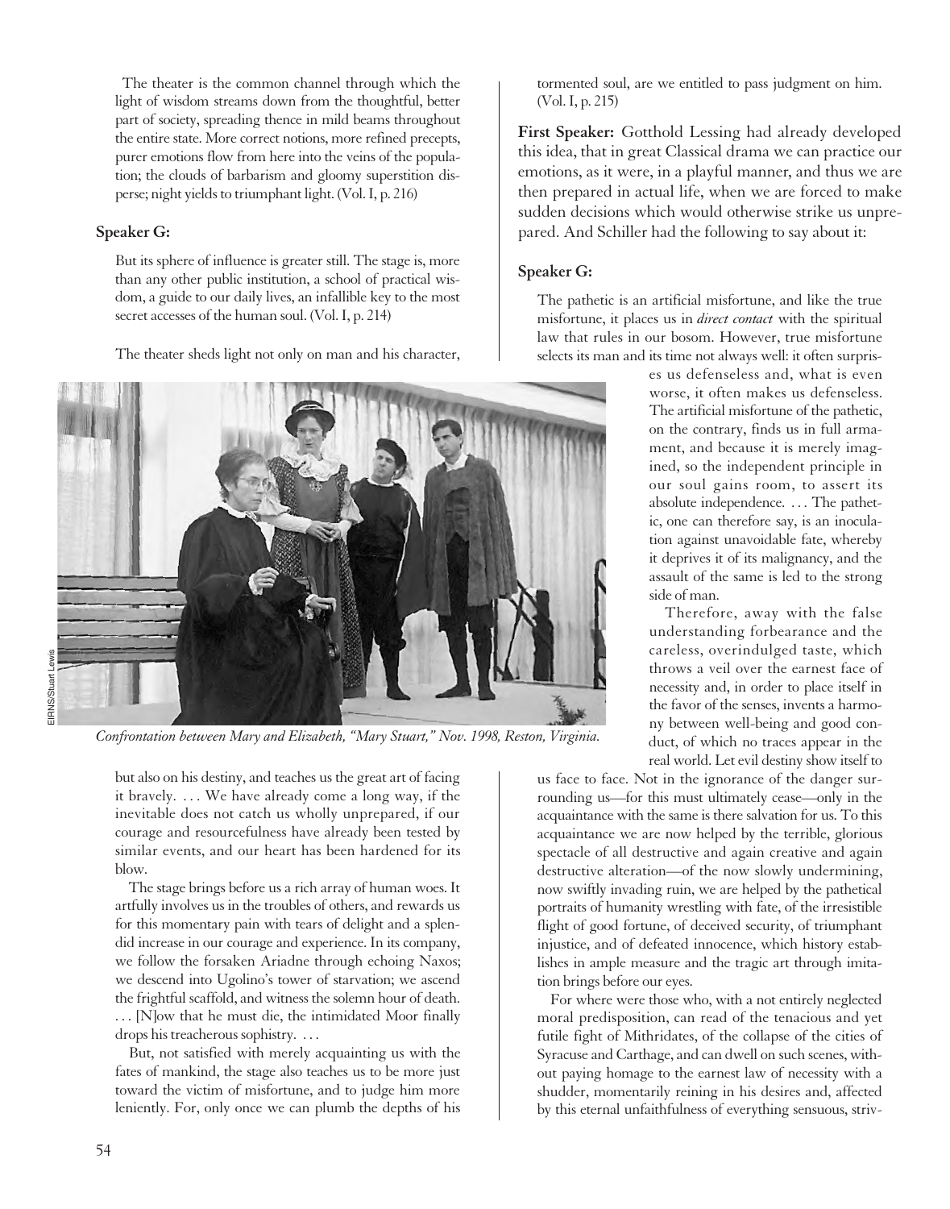The theater is the common channel through which the light of wisdom streams down from the thoughtful, better part of society, spreading thence in mild beams throughout the entire state. More correct notions, more refined precepts, purer emotions flow from here into the veins of the population; the clouds of barbarism and gloomy superstition disperse; night yields to triumphant light. (Vol. I, p. 216)

**Speaker G:**

But its sphere of influence is greater still. The stage is, more than any other public institution, a school of practical wisdom, a guide to our daily lives, an infallible key to the most secret accesses of the human soul. (Vol. I, p. 214)

The theater sheds light not only on man and his character, but also on his destiny, and teaches us the great art of facing it bravely. . . . We have already come a long way, if the inevitable does not catch us wholly unprepared, if our courage and resourcefulness have already been tested by similar events, and our heart has been hardened for its blow.

The stage brings before us a rich array of human woes. It artfully involves us in the troubles of others, and rewards us for this momentary pain with tears of delight and a splendid increase in our courage and experience. In its company, we follow the forsaken Ariadne through echoing Naxos; we descend into Ugolino's tower of starvation; we ascend the frightful scaffold, and witness the solemn hour of death. . . . [N]ow that he must die, the intimidated Moor finally drops his treacherous sophistry. . . .

But, not satisfied with merely acquainting us with the fates of mankind, the stage also teaches us to be more just toward the victim of misfortune, and to judge him more leniently. For, only once we can plumb the depths of his tormented soul, are we entitled to pass judgment on him. (Vol. I, p. 215)

*Confrontation between Mary and Elizabeth, "Mary Stuart," Nov. 1998, Reston, Virginia.*

EIRNS/Stuart Lewis

**First Speaker:** Gotthold Lessing had already developed this idea, that in great Classical drama we can practice our emotions, as it were, in a playful manner, and thus we are then prepared in actual life, when we are forced to make sudden decisions which would otherwise strike us unprepared. And Schiller had the following to say about it:

**Speaker G:**

The pathetic is an artificial misfortune, and like the true misfortune, it places us in *direct contact* with the spiritual law that rules in our bosom. However, true misfortune selects its man and its time not always well: it often surprises us defenseless and, what is even worse, it often makes us defenseless. The artificial misfortune of the pathetic, on the contrary, finds us in full armament, and because it is merely imagined, so the independent principle in our soul gains room, to assert its absolute independence. . . . The pathetic, one can therefore say, is an inoculation against unavoidable fate, whereby it deprives it of its malignancy, and the assault of the same is led to the strong side of man.

Therefore, away with the false understanding forbearance and the careless, overindulged taste, which throws a veil over the earnest face of necessity and, in order to place itself in the favor of the senses, invents a harmony between well-being and good conduct, of which no traces appear in the real world. Let evil destiny show itself to us face to face. Not in the ignorance of the danger surrounding us—for this must ultimately cease—only in the acquaintance with the same is there salvation for us. To this acquaintance we are now helped by the terrible, glorious spectacle of all destructive and again creative and again destructive alteration—of the now slowly undermining, now swiftly invading ruin, we are helped by the pathetical portraits of humanity wrestling with fate, of the irresistible flight of good fortune, of deceived security, of triumphant injustice, and of defeated innocence, which history establishes in ample measure and the tragic art through imitation brings before our eyes.

For where were those who, with a not entirely neglected moral predisposition, can read of the tenacious and yet futile fight of Mithridates, of the collapse of the cities of Syracuse and Carthage, and can dwell on such scenes, without paying homage to the earnest law of necessity with a shudder, momentarily reining in his desires and, affected by this eternal unfaithfulness of everything sensuous, striv-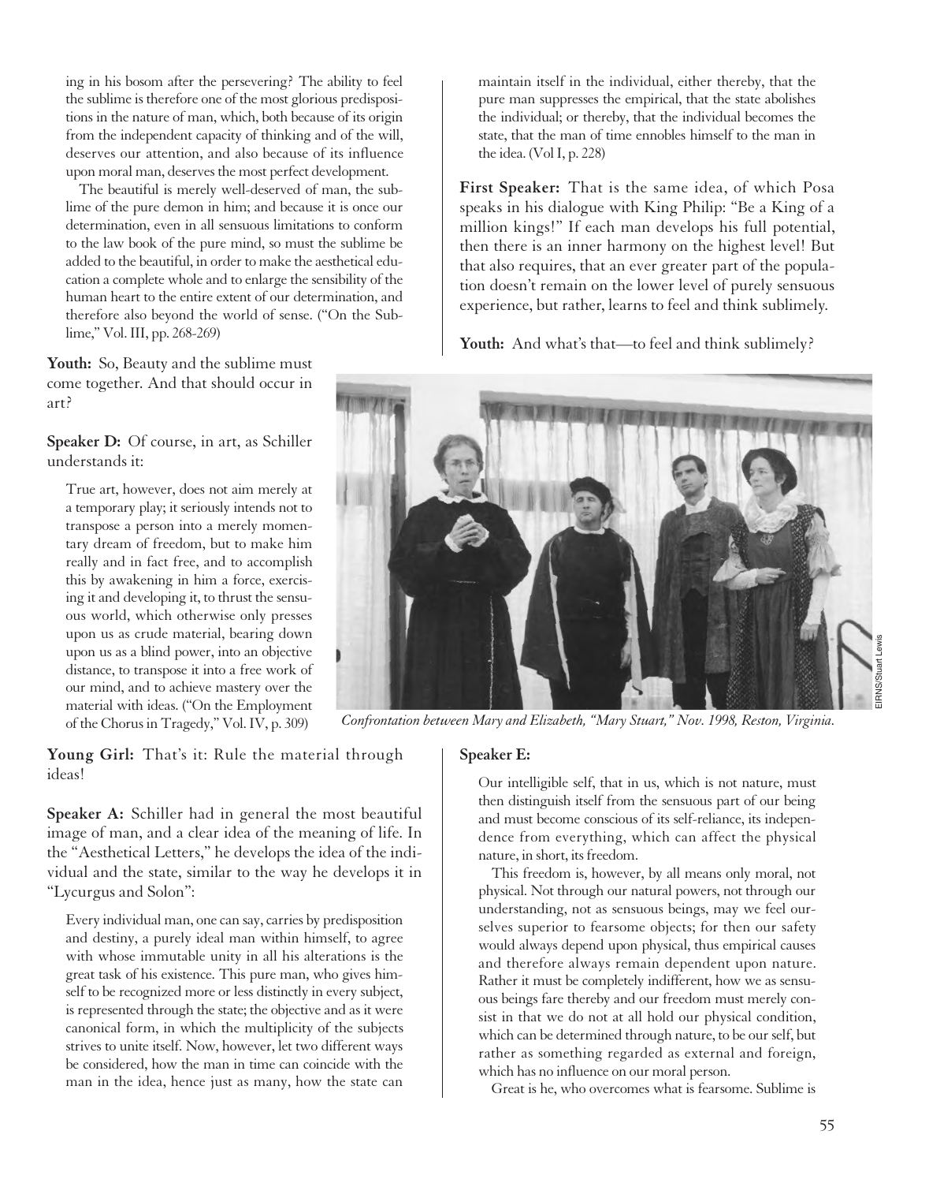ing in his bosom after the persevering? The ability to feel the sublime is therefore one of the most glorious predispositions in the nature of man, which, both because of its origin from the independent capacity of thinking and of the will, deserves our attention, and also because of its influence upon moral man, deserves the most perfect development.

The beautiful is merely well-deserved of man, the sublime of the pure demon in him; and because it is once our determination, even in all sensuous limitations to conform to the law book of the pure mind, so must the sublime be added to the beautiful, in order to make the aesthetical education a complete whole and to enlarge the sensibility of the human heart to the entire extent of our determination, and therefore also beyond the world of sense. ("On the Sublime," Vol. III, pp. 268-269)

**Youth:** So, Beauty and the sublime must come together. And that should occur in art?

**Speaker D:** Of course, in art, as Schiller understands it:

> True art, however, does not aim merely at a temporary play; it seriously intends not to transpose a person into a merely momentary dream of freedom, but to make him really and in fact free, and to accomplish this by awakening in him a force, exercising it and developing it, to thrust the sensuous world, which otherwise only presses upon us as crude material, bearing down upon us as a blind power, into an objective distance, to transpose it into a free work of our mind, and to achieve mastery over the material with ideas. ("On the Employment of the Chorus in Tragedy," Vol. IV, p. 309)

**Young Girl:** That's it: Rule the material through ideas!

**Speaker A:** Schiller had in general the most beautiful image of man, and a clear idea of the meaning of life. In the "Aesthetical Letters," he develops the idea of the individual and the state, similar to the way he develops it in "Lycurgus and Solon":

> Every individual man, one can say, carries by predisposition and destiny, a purely ideal man within himself, to agree with whose immutable unity in all his alterations is the great task of his existence. This pure man, who gives himself to be recognized more or less distinctly in every subject, is represented through the state; the objective and as it were canonical form, in which the multiplicity of the subjects strives to unite itself. Now, however, let two different ways be considered, how the man in time can coincide with the man in the idea, hence just as many, how the state can maintain itself in the individual, either thereby, that the pure man suppresses the empirical, that the state abolishes the individual; or thereby, that the individual becomes the state, that the man of time ennobles himself to the man in the idea. (Vol I, p. 228)

**First Speaker:** That is the same idea, of which Posa speaks in his dialogue with King Philip: "Be a King of a million kings!" If each man develops his full potential, then there is an inner harmony on the highest level! But that also requires, that an ever greater part of the population doesn't remain on the lower level of purely sensuous experience, but rather, learns to feel and think sublimely.

**Youth:** And what's that—to feel and think sublimely?

EIRNS/Stuart Lewis

*Confrontation between Mary and Elizabeth, "Mary Stuart," Nov. 1998, Reston, Virginia.*

**Speaker E:**

> Our intelligible self, that in us, which is not nature, must then distinguish itself from the sensuous part of our being and must become conscious of its self-reliance, its independence from everything, which can affect the physical nature, in short, its freedom.
>
> This freedom is, however, by all means only moral, not physical. Not through our natural powers, not through our understanding, not as sensuous beings, may we feel ourselves superior to fearsome objects; for then our safety would always depend upon physical, thus empirical causes and therefore always remain dependent upon nature. Rather it must be completely indifferent, how we as sensuous beings fare thereby and our freedom must merely consist in that we do not at all hold our physical condition, which can be determined through nature, to be our self, but rather as something regarded as external and foreign, which has no influence on our moral person.
>
> Great is he, who overcomes what is fearsome. Sublime is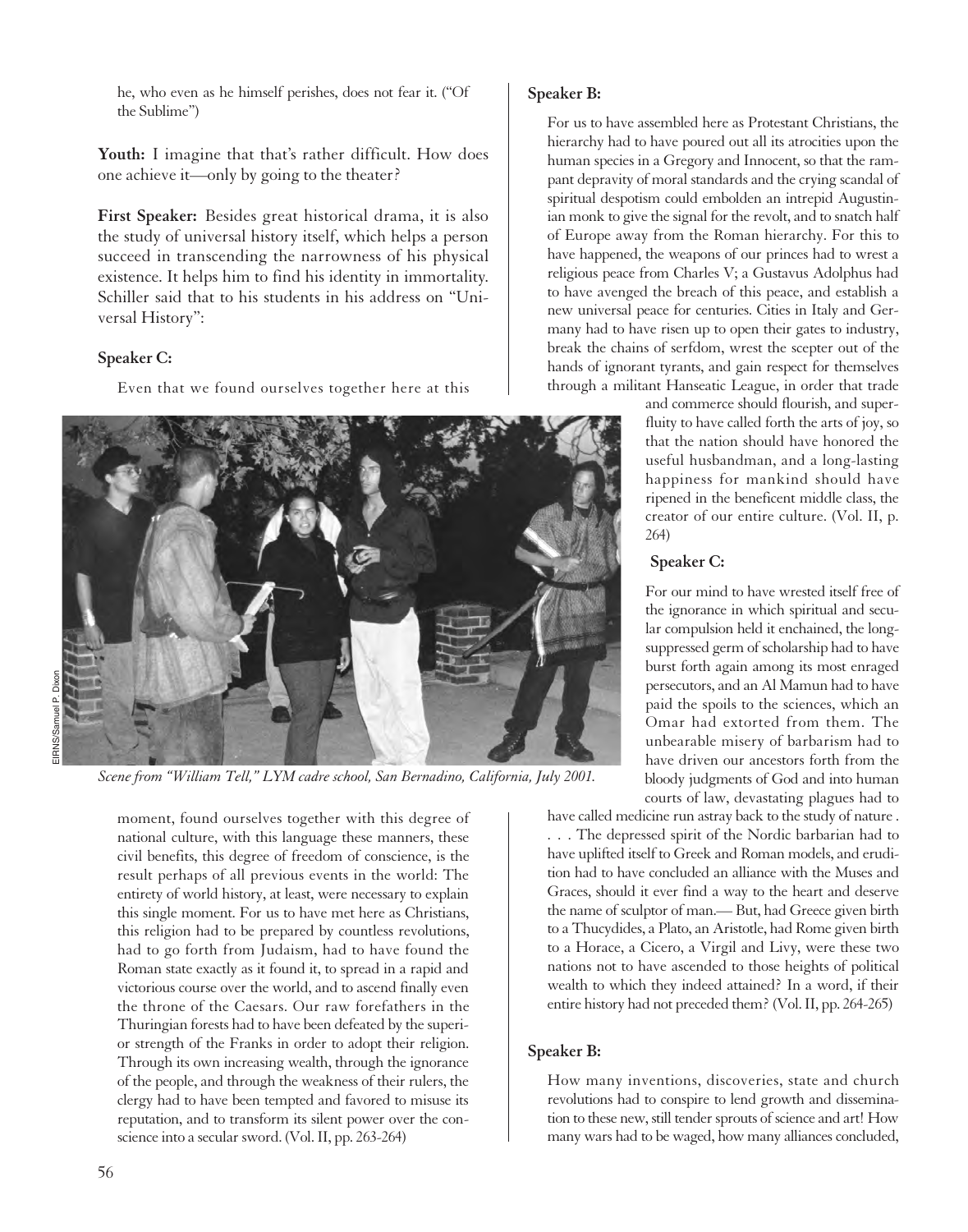he, who even as he himself perishes, does not fear it. ("Of the Sublime")

**Youth:** I imagine that that's rather difficult. How does one achieve it—only by going to the theater?

**First Speaker:** Besides great historical drama, it is also the study of universal history itself, which helps a person succeed in transcending the narrowness of his physical existence. It helps him to find his identity in immortality. Schiller said that to his students in his address on "Universal History":

**Speaker C:**

Even that we found ourselves together here at this moment, found ourselves together with this degree of national culture, with this language these manners, these civil benefits, this degree of freedom of conscience, is the result perhaps of all previous events in the world: The entirety of world history, at least, were necessary to explain this single moment. For us to have met here as Christians, this religion had to be prepared by countless revolutions, had to go forth from Judaism, had to have found the Roman state exactly as it found it, to spread in a rapid and victorious course over the world, and to ascend finally even the throne of the Caesars. Our raw forefathers in the Thuringian forests had to have been defeated by the superior strength of the Franks in order to adopt their religion. Through its own increasing wealth, through the ignorance of the people, and through the weakness of their rulers, the clergy had to have been tempted and favored to misuse its reputation, and to transform its silent power over the conscience into a secular sword. (Vol. II, pp. 263-264)

*Scene from "William Tell," LYM cadre school, San Bernadino, California, July 2001.*

**Speaker B:**

For us to have assembled here as Protestant Christians, the hierarchy had to have poured out all its atrocities upon the human species in a Gregory and Innocent, so that the rampant depravity of moral standards and the crying scandal of spiritual despotism could embolden an intrepid Augustinian monk to give the signal for the revolt, and to snatch half of Europe away from the Roman hierarchy. For this to have happened, the weapons of our princes had to wrest a religious peace from Charles V; a Gustavus Adolphus had to have avenged the breach of this peace, and establish a new universal peace for centuries. Cities in Italy and Germany had to have risen up to open their gates to industry, break the chains of serfdom, wrest the scepter out of the hands of ignorant tyrants, and gain respect for themselves through a militant Hanseatic League, in order that trade and commerce should flourish, and superfluity to have called forth the arts of joy, so that the nation should have honored the useful husbandman, and a long-lasting happiness for mankind should have ripened in the beneficent middle class, the creator of our entire culture. (Vol. II, p. 264)

**Speaker C:**

For our mind to have wrested itself free of the ignorance in which spiritual and secular compulsion held it enchained, the long-suppressed germ of scholarship had to have burst forth again among its most enraged persecutors, and an Al Mamun had to have paid the spoils to the sciences, which an Omar had extorted from them. The unbearable misery of barbarism had to have driven our ancestors forth from the bloody judgments of God and into human courts of law, devastating plagues had to have called medicine run astray back to the study of nature . . . . The depressed spirit of the Nordic barbarian had to have uplifted itself to Greek and Roman models, and erudition had to have concluded an alliance with the Muses and Graces, should it ever find a way to the heart and deserve the name of sculptor of man.— But, had Greece given birth to a Thucydides, a Plato, an Aristotle, had Rome given birth to a Horace, a Cicero, a Virgil and Livy, were these two nations not to have ascended to those heights of political wealth to which they indeed attained? In a word, if their entire history had not preceded them? (Vol. II, pp. 264-265)

**Speaker B:**

How many inventions, discoveries, state and church revolutions had to conspire to lend growth and dissemination to these new, still tender sprouts of science and art! How many wars had to be waged, how many alliances concluded,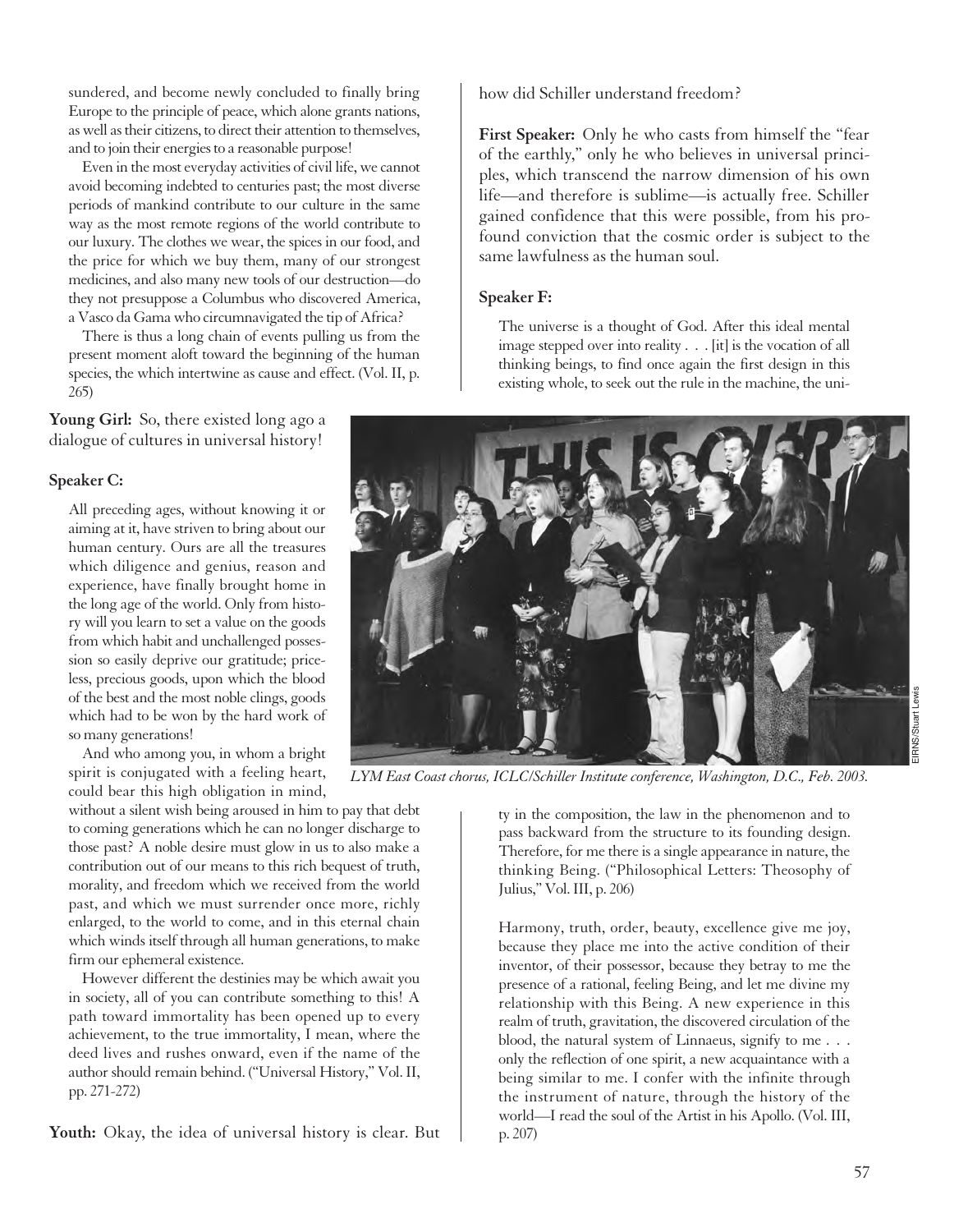sundered, and become newly concluded to finally bring Europe to the principle of peace, which alone grants nations, as well as their citizens, to direct their attention to themselves, and to join their energies to a reasonable purpose!

Even in the most everyday activities of civil life, we cannot avoid becoming indebted to centuries past; the most diverse periods of mankind contribute to our culture in the same way as the most remote regions of the world contribute to our luxury. The clothes we wear, the spices in our food, and the price for which we buy them, many of our strongest medicines, and also many new tools of our destruction—do they not presuppose a Columbus who discovered America, a Vasco da Gama who circumnavigated the tip of Africa?

There is thus a long chain of events pulling us from the present moment aloft toward the beginning of the human species, the which intertwine as cause and effect. (Vol. II, p. 265)

**Young Girl:** So, there existed long ago a dialogue of cultures in universal history!

**Speaker C:**

All preceding ages, without knowing it or aiming at it, have striven to bring about our human century. Ours are all the treasures which diligence and genius, reason and experience, have finally brought home in the long age of the world. Only from history will you learn to set a value on the goods from which habit and unchallenged possession so easily deprive our gratitude; priceless, precious goods, upon which the blood of the best and the most noble clings, goods which had to be won by the hard work of so many generations!

And who among you, in whom a bright spirit is conjugated with a feeling heart, could bear this high obligation in mind, without a silent wish being aroused in him to pay that debt to coming generations which he can no longer discharge to those past? A noble desire must glow in us to also make a contribution out of our means to this rich bequest of truth, morality, and freedom which we received from the world past, and which we must surrender once more, richly enlarged, to the world to come, and in this eternal chain which winds itself through all human generations, to make firm our ephemeral existence.

However different the destinies may be which await you in society, all of you can contribute something to this! A path toward immortality has been opened up to every achievement, to the true immortality, I mean, where the deed lives and rushes onward, even if the name of the author should remain behind. ("Universal History," Vol. II, pp. 271-272)

**Youth:** Okay, the idea of universal history is clear. But how did Schiller understand freedom?

**First Speaker:** Only he who casts from himself the "fear of the earthly," only he who believes in universal principles, which transcend the narrow dimension of his own life—and therefore is sublime—is actually free. Schiller gained confidence that this were possible, from his profound conviction that the cosmic order is subject to the same lawfulness as the human soul.

**Speaker F:**

The universe is a thought of God. After this ideal mental image stepped over into reality . . . [it] is the vocation of all thinking beings, to find once again the first design in this existing whole, to seek out the rule in the machine, the unity in the composition, the law in the phenomenon and to pass backward from the structure to its founding design. Therefore, for me there is a single appearance in nature, the thinking Being. ("Philosophical Letters: Theosophy of Julius," Vol. III, p. 206)

Harmony, truth, order, beauty, excellence give me joy, because they place me into the active condition of their inventor, of their possessor, because they betray to me the presence of a rational, feeling Being, and let me divine my relationship with this Being. A new experience in this realm of truth, gravitation, the discovered circulation of the blood, the natural system of Linnaeus, signify to me . . . only the reflection of one spirit, a new acquaintance with a being similar to me. I confer with the infinite through the instrument of nature, through the history of the world—I read the soul of the Artist in his Apollo. (Vol. III, p. 207)

*LYM East Coast chorus, ICLC/Schiller Institute conference, Washington, D.C., Feb. 2003.*

EIRNS/Stuart Lewis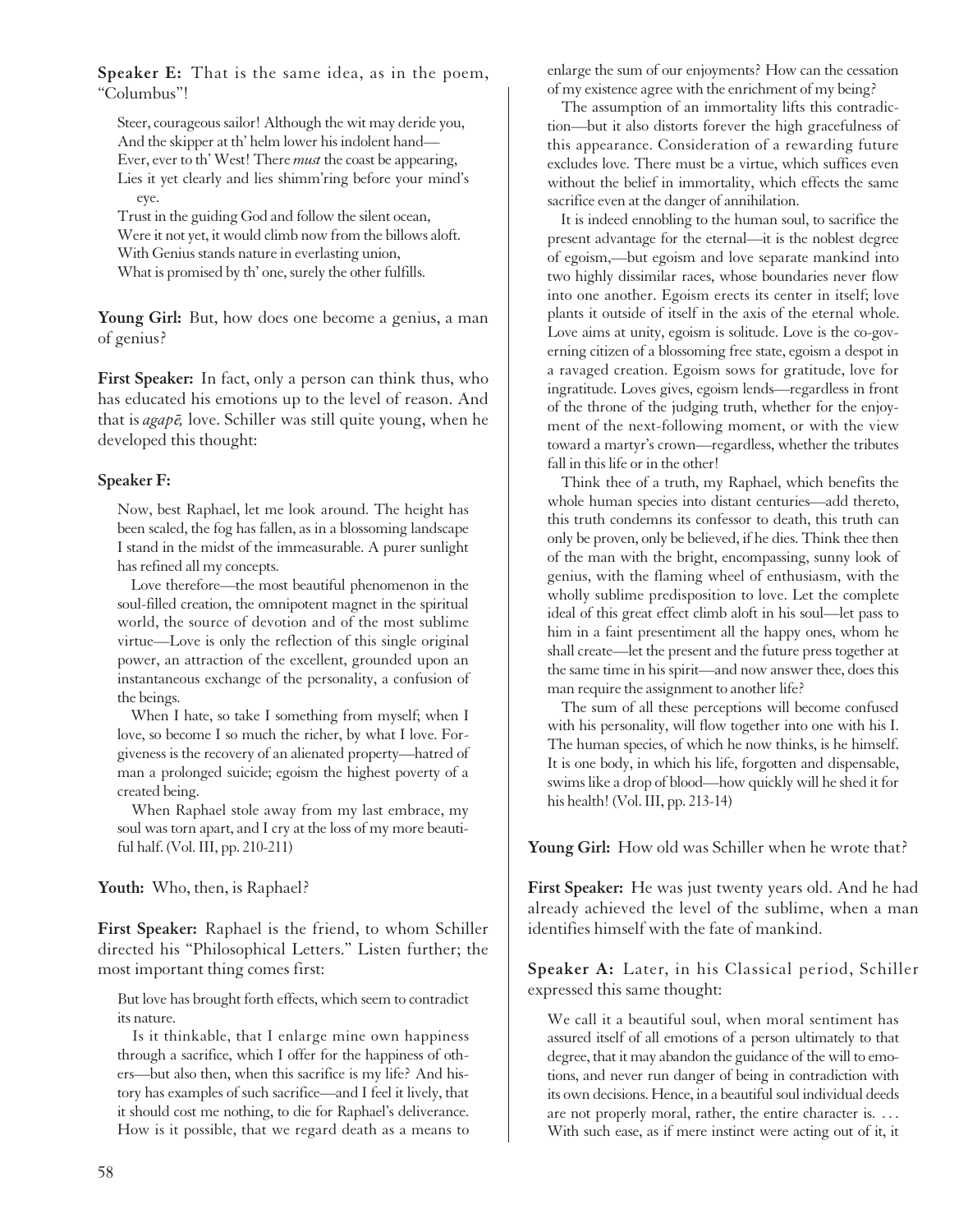**Speaker E:** That is the same idea, as in the poem, "Columbus"!

> Steer, courageous sailor! Although the wit may deride you,
> And the skipper at th' helm lower his indolent hand—
> Ever, ever to th' West! There *must* the coast be appearing,
> Lies it yet clearly and lies shimm'ring before your mind's eye.
> Trust in the guiding God and follow the silent ocean,
> Were it not yet, it would climb now from the billows aloft.
> With Genius stands nature in everlasting union,
> What is promised by th' one, surely the other fulfills.

**Young Girl:** But, how does one become a genius, a man of genius?

**First Speaker:** In fact, only a person can think thus, who has educated his emotions up to the level of reason. And that is *agapē,* love. Schiller was still quite young, when he developed this thought:

**Speaker F:**

> Now, best Raphael, let me look around. The height has been scaled, the fog has fallen, as in a blossoming landscape I stand in the midst of the immeasurable. A purer sunlight has refined all my concepts.
>
> Love therefore—the most beautiful phenomenon in the soul-filled creation, the omnipotent magnet in the spiritual world, the source of devotion and of the most sublime virtue—Love is only the reflection of this single original power, an attraction of the excellent, grounded upon an instantaneous exchange of the personality, a confusion of the beings.
>
> When I hate, so take I something from myself; when I love, so become I so much the richer, by what I love. Forgiveness is the recovery of an alienated property—hatred of man a prolonged suicide; egoism the highest poverty of a created being.
>
> When Raphael stole away from my last embrace, my soul was torn apart, and I cry at the loss of my more beautiful half. (Vol. III, pp. 210-211)

**Youth:** Who, then, is Raphael?

**First Speaker:** Raphael is the friend, to whom Schiller directed his "Philosophical Letters." Listen further; the most important thing comes first:

> But love has brought forth effects, which seem to contradict its nature.
>
> Is it thinkable, that I enlarge mine own happiness through a sacrifice, which I offer for the happiness of others—but also then, when this sacrifice is my life? And history has examples of such sacrifice—and I feel it lively, that it should cost me nothing, to die for Raphael's deliverance. How is it possible, that we regard death as a means to enlarge the sum of our enjoyments? How can the cessation of my existence agree with the enrichment of my being?
>
> The assumption of an immortality lifts this contradiction—but it also distorts forever the high gracefulness of this appearance. Consideration of a rewarding future excludes love. There must be a virtue, which suffices even without the belief in immortality, which effects the same sacrifice even at the danger of annihilation.
>
> It is indeed ennobling to the human soul, to sacrifice the present advantage for the eternal—it is the noblest degree of egoism,—but egoism and love separate mankind into two highly dissimilar races, whose boundaries never flow into one another. Egoism erects its center in itself; love plants it outside of itself in the axis of the eternal whole. Love aims at unity, egoism is solitude. Love is the co-governing citizen of a blossoming free state, egoism a despot in a ravaged creation. Egoism sows for gratitude, love for ingratitude. Loves gives, egoism lends—regardless in front of the throne of the judging truth, whether for the enjoyment of the next-following moment, or with the view toward a martyr's crown—regardless, whether the tributes fall in this life or in the other!
>
> Think thee of a truth, my Raphael, which benefits the whole human species into distant centuries—add thereto, this truth condemns its confessor to death, this truth can only be proven, only be believed, if he dies. Think thee then of the man with the bright, encompassing, sunny look of genius, with the flaming wheel of enthusiasm, with the wholly sublime predisposition to love. Let the complete ideal of this great effect climb aloft in his soul—let pass to him in a faint presentiment all the happy ones, whom he shall create—let the present and the future press together at the same time in his spirit—and now answer thee, does this man require the assignment to another life?
>
> The sum of all these perceptions will become confused with his personality, will flow together into one with his I. The human species, of which he now thinks, is he himself. It is one body, in which his life, forgotten and dispensable, swims like a drop of blood—how quickly will he shed it for his health! (Vol. III, pp. 213-14)

**Young Girl:** How old was Schiller when he wrote that?

**First Speaker:** He was just twenty years old. And he had already achieved the level of the sublime, when a man identifies himself with the fate of mankind.

**Speaker A:** Later, in his Classical period, Schiller expressed this same thought:

> We call it a beautiful soul, when moral sentiment has assured itself of all emotions of a person ultimately to that degree, that it may abandon the guidance of the will to emotions, and never run danger of being in contradiction with its own decisions. Hence, in a beautiful soul individual deeds are not properly moral, rather, the entire character is. . . . With such ease, as if mere instinct were acting out of it, it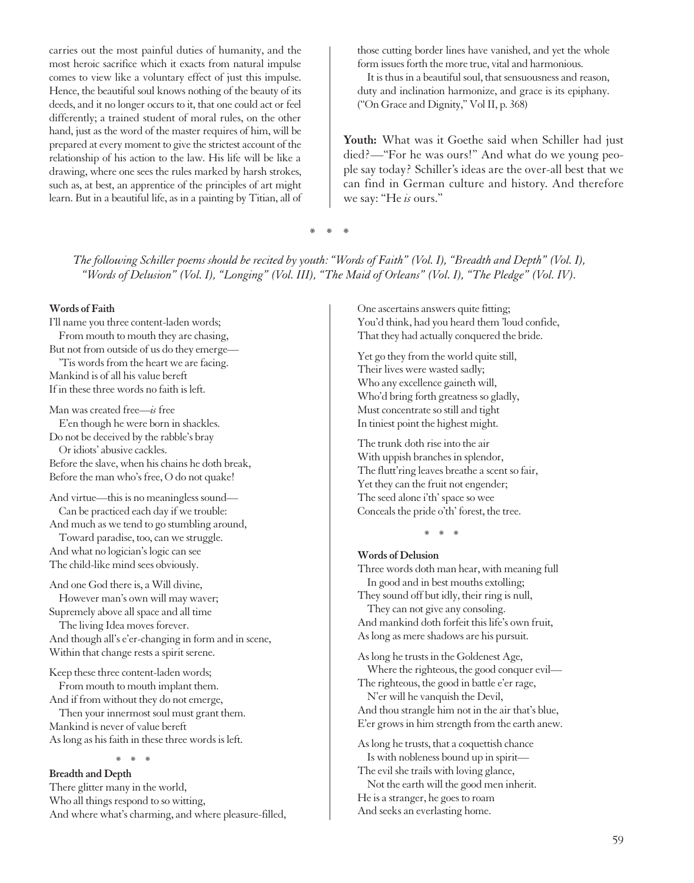carries out the most painful duties of humanity, and the most heroic sacrifice which it exacts from natural impulse comes to view like a voluntary effect of just this impulse. Hence, the beautiful soul knows nothing of the beauty of its deeds, and it no longer occurs to it, that one could act or feel differently; a trained student of moral rules, on the other hand, just as the word of the master requires of him, will be prepared at every moment to give the strictest account of the relationship of his action to the law. His life will be like a drawing, where one sees the rules marked by harsh strokes, such as, at best, an apprentice of the principles of art might learn. But in a beautiful life, as in a painting by Titian, all of those cutting border lines have vanished, and yet the whole form issues forth the more true, vital and harmonious.

It is thus in a beautiful soul, that sensuousness and reason, duty and inclination harmonize, and grace is its epiphany. ("On Grace and Dignity," Vol II, p. 368)

**Youth:** What was it Goethe said when Schiller had just died?—"For he was ours!" And what do we young people say today? Schiller's ideas are the over-all best that we can find in German culture and history. And therefore we say: "He *is* ours."

\* \* \*

*The following Schiller poems should be recited by youth: "Words of Faith" (Vol. I), "Breadth and Depth" (Vol. I), "Words of Delusion" (Vol. I), "Longing" (Vol. III), "The Maid of Orleans" (Vol. I), "The Pledge" (Vol. IV).*

**Words of Faith**

I'll name you three content-laden words;
From mouth to mouth they are chasing,
But not from outside of us do they emerge—
'Tis words from the heart we are facing.
Mankind is of all his value bereft
If in these three words no faith is left.

Man was created free—*is* free
E'en though he were born in shackles.
Do not be deceived by the rabble's bray
Or idiots' abusive cackles.
Before the slave, when his chains he doth break,
Before the man who's free, O do not quake!

And virtue—this is no meaningless sound—
Can be practiced each day if we trouble:
And much as we tend to go stumbling around,
Toward paradise, too, can we struggle.
And what no logician's logic can see
The child-like mind sees obviously.

And one God there is, a Will divine,
However man's own will may waver;
Supremely above all space and all time
The living Idea moves forever.
And though all's e'er-changing in form and in scene,
Within that change rests a spirit serene.

Keep these three content-laden words;
From mouth to mouth implant them.
And if from without they do not emerge,
Then your innermost soul must grant them.
Mankind is never of value bereft
As long as his faith in these three words is left.

\* \* \*

**Breadth and Depth**

There glitter many in the world,
Who all things respond to so witting,
And where what's charming, and where pleasure-filled,
One ascertains answers quite fitting;
You'd think, had you heard them 'loud confide,
That they had actually conquered the bride.

Yet go they from the world quite still,
Their lives were wasted sadly;
Who any excellence gaineth will,
Who'd bring forth greatness so gladly,
Must concentrate so still and tight
In tiniest point the highest might.

The trunk doth rise into the air
With uppish branches in splendor,
The flutt'ring leaves breathe a scent so fair,
Yet they can the fruit not engender;
The seed alone i'th' space so wee
Conceals the pride o'th' forest, the tree.

\* \* \*

**Words of Delusion**

Three words doth man hear, with meaning full
In good and in best mouths extolling;
They sound off but idly, their ring is null,
They can not give any consoling.
And mankind doth forfeit this life's own fruit,
As long as mere shadows are his pursuit.

As long he trusts in the Goldenest Age,
Where the righteous, the good conquer evil—
The righteous, the good in battle e'er rage,
N'er will he vanquish the Devil,
And thou strangle him not in the air that's blue,
E'er grows in him strength from the earth anew.

As long he trusts, that a coquettish chance
Is with nobleness bound up in spirit—
The evil she trails with loving glance,
Not the earth will the good men inherit.
He is a stranger, he goes to roam
And seeks an everlasting home.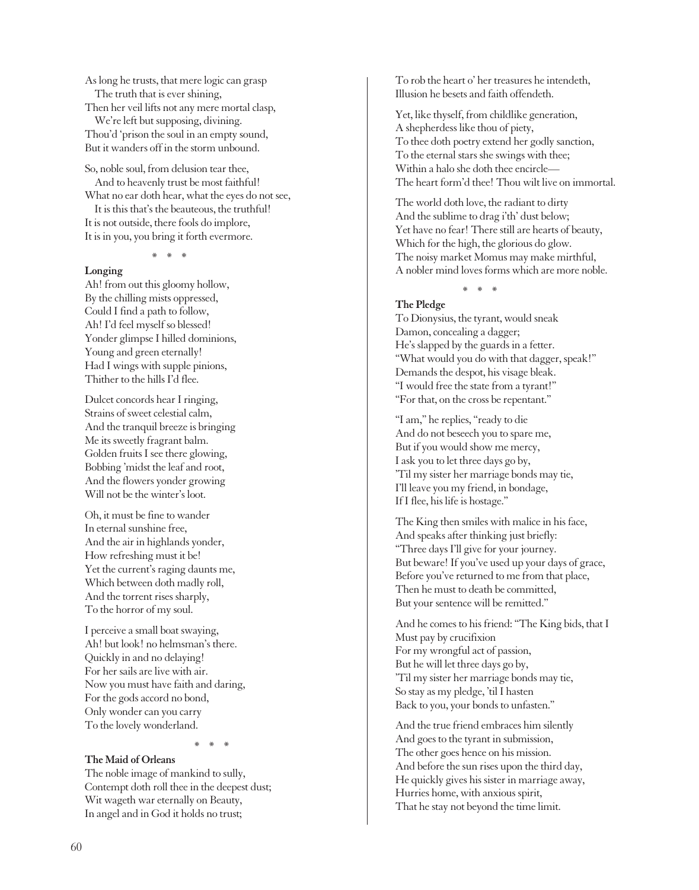As long he trusts, that mere logic can grasp
The truth that is ever shining,
Then her veil lifts not any mere mortal clasp,
We're left but supposing, divining.
Thou'd 'prison the soul in an empty sound,
But it wanders off in the storm unbound.

So, noble soul, from delusion tear thee,
And to heavenly trust be most faithful!
What no ear doth hear, what the eyes do not see,
It is this that's the beauteous, the truthful!
It is not outside, there fools do implore,
It is in you, you bring it forth evermore.

\* \* \*

**Longing**

Ah! from out this gloomy hollow,
By the chilling mists oppressed,
Could I find a path to follow,
Ah! I'd feel myself so blessed!
Yonder glimpse I hilled dominions,
Young and green eternally!
Had I wings with supple pinions,
Thither to the hills I'd flee.

Dulcet concords hear I ringing,
Strains of sweet celestial calm,
And the tranquil breeze is bringing
Me its sweetly fragrant balm.
Golden fruits I see there glowing,
Bobbing 'midst the leaf and root,
And the flowers yonder growing
Will not be the winter's loot.

Oh, it must be fine to wander
In eternal sunshine free,
And the air in highlands yonder,
How refreshing must it be!
Yet the current's raging daunts me,
Which between doth madly roll,
And the torrent rises sharply,
To the horror of my soul.

I perceive a small boat swaying,
Ah! but look! no helmsman's there.
Quickly in and no delaying!
For her sails are live with air.
Now you must have faith and daring,
For the gods accord no bond,
Only wonder can you carry
To the lovely wonderland.

\* \* \*

**The Maid of Orleans**

The noble image of mankind to sully,
Contempt doth roll thee in the deepest dust;
Wit wageth war eternally on Beauty,
In angel and in God it holds no trust;
To rob the heart o' her treasures he intendeth,
Illusion he besets and faith offendeth.

Yet, like thyself, from childlike generation,
A shepherdess like thou of piety,
To thee doth poetry extend her godly sanction,
To the eternal stars she swings with thee;
Within a halo she doth thee encircle—
The heart form'd thee! Thou wilt live on immortal.

The world doth love, the radiant to dirty
And the sublime to drag i'th' dust below;
Yet have no fear! There still are hearts of beauty,
Which for the high, the glorious do glow.
The noisy market Momus may make mirthful,
A nobler mind loves forms which are more noble.

\* \* \*

**The Pledge**

To Dionysius, the tyrant, would sneak
Damon, concealing a dagger;
He's slapped by the guards in a fetter.
"What would you do with that dagger, speak!"
Demands the despot, his visage bleak.
"I would free the state from a tyrant!"
"For that, on the cross be repentant."

"I am," he replies, "ready to die
And do not beseech you to spare me,
But if you would show me mercy,
I ask you to let three days go by,
'Til my sister her marriage bonds may tie,
I'll leave you my friend, in bondage,
If I flee, his life is hostage."

The King then smiles with malice in his face,
And speaks after thinking just briefly:
"Three days I'll give for your journey.
But beware! If you've used up your days of grace,
Before you've returned to me from that place,
Then he must to death be committed,
But your sentence will be remitted."

And he comes to his friend: "The King bids, that I
Must pay by crucifixion
For my wrongful act of passion,
But he will let three days go by,
'Til my sister her marriage bonds may tie,
So stay as my pledge, 'til I hasten
Back to you, your bonds to unfasten."

And the true friend embraces him silently
And goes to the tyrant in submission,
The other goes hence on his mission.
And before the sun rises upon the third day,
He quickly gives his sister in marriage away,
Hurries home, with anxious spirit,
That he stay not beyond the time limit.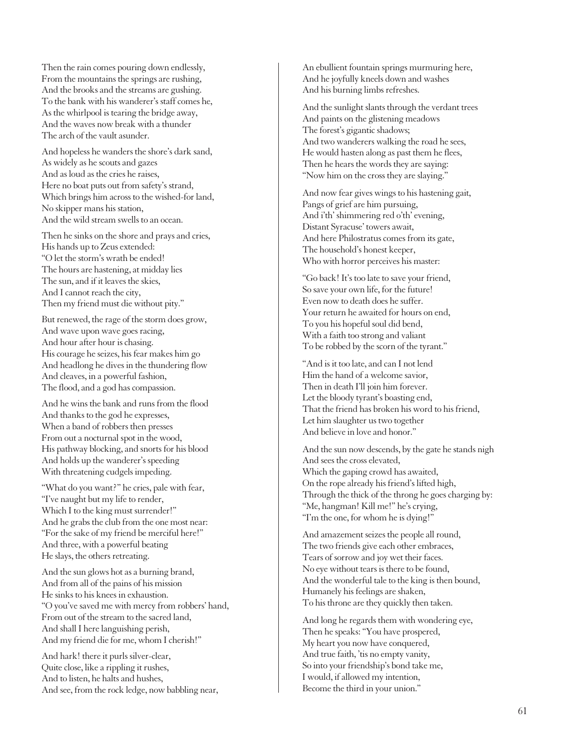Then the rain comes pouring down endlessly,
From the mountains the springs are rushing,
And the brooks and the streams are gushing.
To the bank with his wanderer's staff comes he,
As the whirlpool is tearing the bridge away,
And the waves now break with a thunder
The arch of the vault asunder.

And hopeless he wanders the shore's dark sand,
As widely as he scouts and gazes
And as loud as the cries he raises,
Here no boat puts out from safety's strand,
Which brings him across to the wished-for land,
No skipper mans his station,
And the wild stream swells to an ocean.

Then he sinks on the shore and prays and cries,
His hands up to Zeus extended:
"O let the storm's wrath be ended!
The hours are hastening, at midday lies
The sun, and if it leaves the skies,
And I cannot reach the city,
Then my friend must die without pity."

But renewed, the rage of the storm does grow,
And wave upon wave goes racing,
And hour after hour is chasing.
His courage he seizes, his fear makes him go
And headlong he dives in the thundering flow
And cleaves, in a powerful fashion,
The flood, and a god has compassion.

And he wins the bank and runs from the flood
And thanks to the god he expresses,
When a band of robbers then presses
From out a nocturnal spot in the wood,
His pathway blocking, and snorts for his blood
And holds up the wanderer's speeding
With threatening cudgels impeding.

"What do you want?" he cries, pale with fear,
"I've naught but my life to render,
Which I to the king must surrender!"
And he grabs the club from the one most near:
"For the sake of my friend be merciful here!"
And three, with a powerful beating
He slays, the others retreating.

And the sun glows hot as a burning brand,
And from all of the pains of his mission
He sinks to his knees in exhaustion.
"O you've saved me with mercy from robbers' hand,
From out of the stream to the sacred land,
And shall I here languishing perish,
And my friend die for me, whom I cherish!"

And hark! there it purls silver-clear,
Quite close, like a rippling it rushes,
And to listen, he halts and hushes,
And see, from the rock ledge, now babbling near,
An ebullient fountain springs murmuring here,
And he joyfully kneels down and washes
And his burning limbs refreshes.

And the sunlight slants through the verdant trees
And paints on the glistening meadows
The forest's gigantic shadows;
And two wanderers walking the road he sees,
He would hasten along as past them he flees,
Then he hears the words they are saying:
"Now him on the cross they are slaying."

And now fear gives wings to his hastening gait,
Pangs of grief are him pursuing,
And i'th' shimmering red o'th' evening,
Distant Syracuse' towers await,
And here Philostratus comes from its gate,
The household's honest keeper,
Who with horror perceives his master:

"Go back! It's too late to save your friend,
So save your own life, for the future!
Even now to death does he suffer.
Your return he awaited for hours on end,
To you his hopeful soul did bend,
With a faith too strong and valiant
To be robbed by the scorn of the tyrant."

"And is it too late, and can I not lend
Him the hand of a welcome savior,
Then in death I'll join him forever.
Let the bloody tyrant's boasting end,
That the friend has broken his word to his friend,
Let him slaughter us two together
And believe in love and honor."

And the sun now descends, by the gate he stands nigh
And sees the cross elevated,
Which the gaping crowd has awaited,
On the rope already his friend's lifted high,
Through the thick of the throng he goes charging by:
"Me, hangman! Kill me!" he's crying,
"I'm the one, for whom he is dying!"

And amazement seizes the people all round,
The two friends give each other embraces,
Tears of sorrow and joy wet their faces.
No eye without tears is there to be found,
And the wonderful tale to the king is then bound,
Humanely his feelings are shaken,
To his throne are they quickly then taken.

And long he regards them with wondering eye,
Then he speaks: "You have prospered,
My heart you now have conquered,
And true faith, 'tis no empty vanity,
So into your friendship's bond take me,
I would, if allowed my intention,
Become the third in your union."